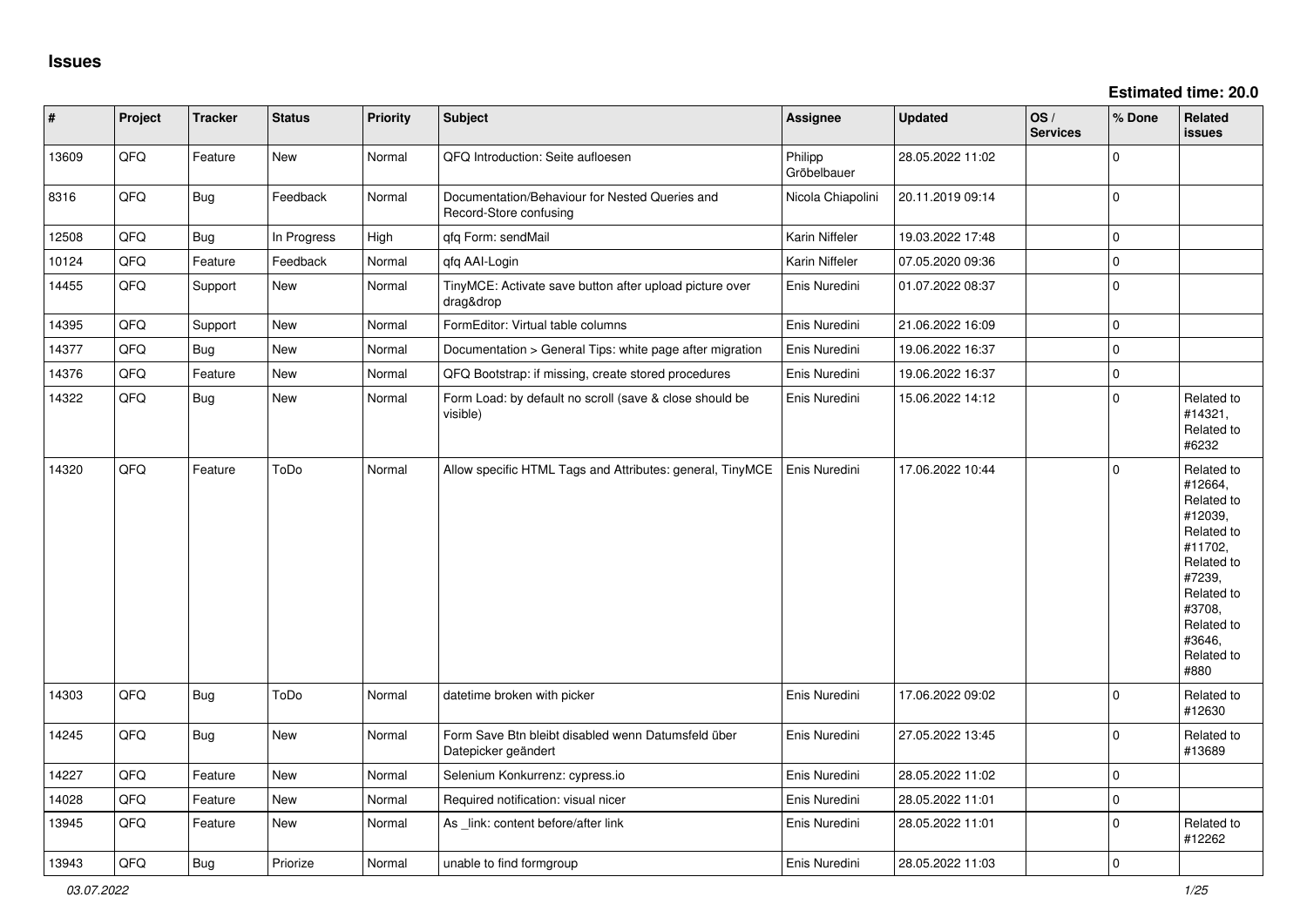## Issues

**Estimated time: 20.0**

| # | Project | Tracker | Status | Priority | Subject | Assignee | Updated | OS / Services | % Done | Related issues |
|---|---|---|---|---|---|---|---|---|---|---|
| 13609 | QFQ | Feature | New | Normal | QFQ Introduction: Seite aufloesen | Philipp Gröbelbauer | 28.05.2022 11:02 | | 0 | |
| 8316 | QFQ | Bug | Feedback | Normal | Documentation/Behaviour for Nested Queries and Record-Store confusing | Nicola Chiapolini | 20.11.2019 09:14 | | 0 | |
| 12508 | QFQ | Bug | In Progress | High | qfq Form: sendMail | Karin Niffeler | 19.03.2022 17:48 | | 0 | |
| 10124 | QFQ | Feature | Feedback | Normal | qfq AAI-Login | Karin Niffeler | 07.05.2020 09:36 | | 0 | |
| 14455 | QFQ | Support | New | Normal | TinyMCE: Activate save button after upload picture over drag&drop | Enis Nuredini | 01.07.2022 08:37 | | 0 | |
| 14395 | QFQ | Support | New | Normal | FormEditor: Virtual table columns | Enis Nuredini | 21.06.2022 16:09 | | 0 | |
| 14377 | QFQ | Bug | New | Normal | Documentation > General Tips: white page after migration | Enis Nuredini | 19.06.2022 16:37 | | 0 | |
| 14376 | QFQ | Feature | New | Normal | QFQ Bootstrap: if missing, create stored procedures | Enis Nuredini | 19.06.2022 16:37 | | 0 | |
| 14322 | QFQ | Bug | New | Normal | Form Load: by default no scroll (save & close should be visible) | Enis Nuredini | 15.06.2022 14:12 | | 0 | Related to #14321, Related to #6232 |
| 14320 | QFQ | Feature | ToDo | Normal | Allow specific HTML Tags and Attributes: general, TinyMCE | Enis Nuredini | 17.06.2022 10:44 | | 0 | Related to #12664, Related to #12039, Related to #11702, Related to #7239, Related to #3708, Related to #3646, Related to #880 |
| 14303 | QFQ | Bug | ToDo | Normal | datetime broken with picker | Enis Nuredini | 17.06.2022 09:02 | | 0 | Related to #12630 |
| 14245 | QFQ | Bug | New | Normal | Form Save Btn bleibt disabled wenn Datumsfeld über Datepicker geändert | Enis Nuredini | 27.05.2022 13:45 | | 0 | Related to #13689 |
| 14227 | QFQ | Feature | New | Normal | Selenium Konkurrenz: cypress.io | Enis Nuredini | 28.05.2022 11:02 | | 0 | |
| 14028 | QFQ | Feature | New | Normal | Required notification: visual nicer | Enis Nuredini | 28.05.2022 11:01 | | 0 | |
| 13945 | QFQ | Feature | New | Normal | As _link: content before/after link | Enis Nuredini | 28.05.2022 11:01 | | 0 | Related to #12262 |
| 13943 | QFQ | Bug | Priorize | Normal | unable to find formgroup | Enis Nuredini | 28.05.2022 11:03 | | 0 | |

*03.07.2022*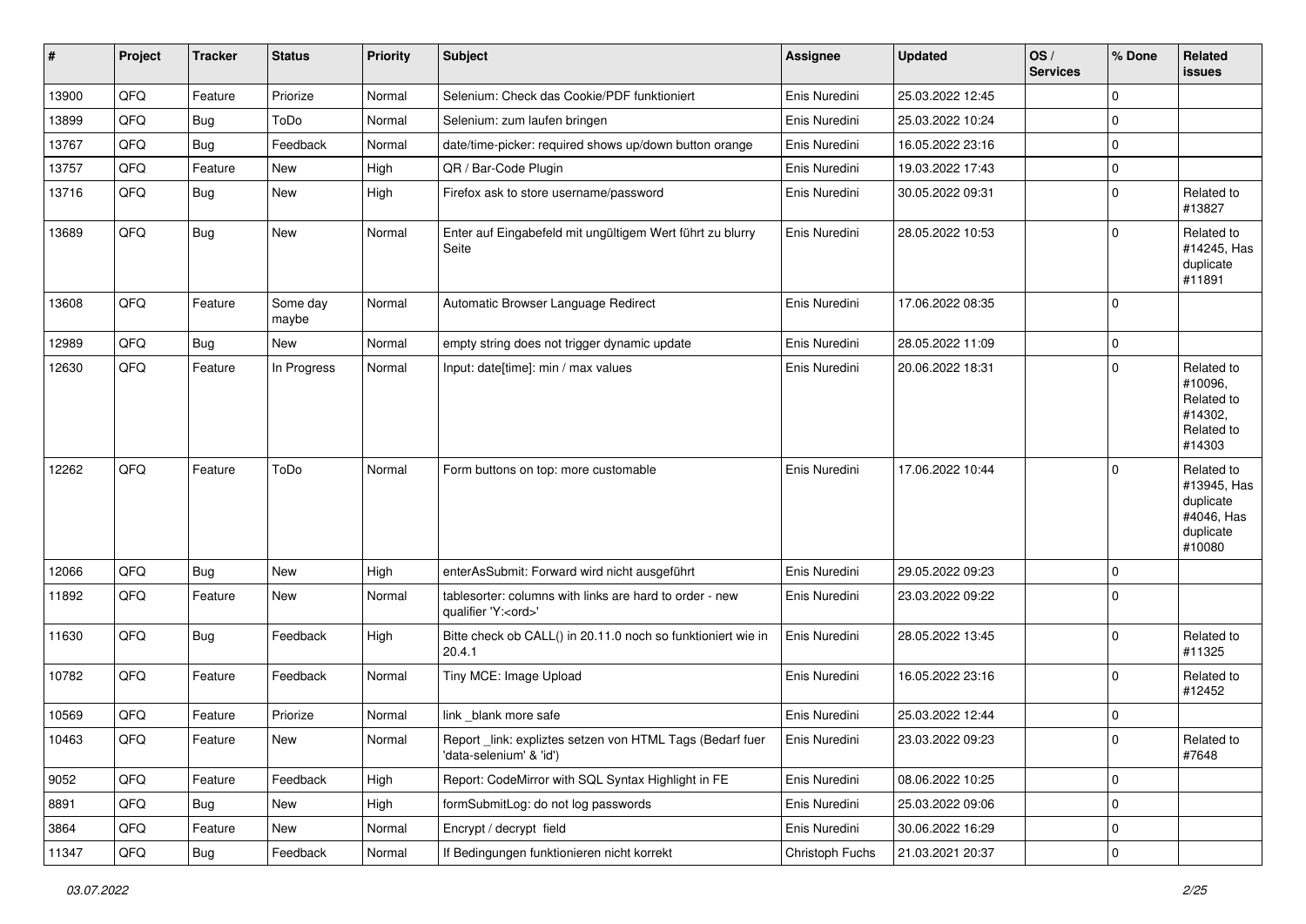| # | Project | Tracker | Status | Priority | Subject | Assignee | Updated | OS / Services | % Done | Related issues |
|---|---|---|---|---|---|---|---|---|---|---|
| 13900 | QFQ | Feature | Priorize | Normal | Selenium: Check das Cookie/PDF funktioniert | Enis Nuredini | 25.03.2022 12:45 | | 0 | |
| 13899 | QFQ | Bug | ToDo | Normal | Selenium: zum laufen bringen | Enis Nuredini | 25.03.2022 10:24 | | 0 | |
| 13767 | QFQ | Bug | Feedback | Normal | date/time-picker: required shows up/down button orange | Enis Nuredini | 16.05.2022 23:16 | | 0 | |
| 13757 | QFQ | Feature | New | High | QR / Bar-Code Plugin | Enis Nuredini | 19.03.2022 17:43 | | 0 | |
| 13716 | QFQ | Bug | New | High | Firefox ask to store username/password | Enis Nuredini | 30.05.2022 09:31 | | 0 | Related to #13827 |
| 13689 | QFQ | Bug | New | Normal | Enter auf Eingabefeld mit ungültigem Wert führt zu blurry Seite | Enis Nuredini | 28.05.2022 10:53 | | 0 | Related to #14245, Has duplicate #11891 |
| 13608 | QFQ | Feature | Some day maybe | Normal | Automatic Browser Language Redirect | Enis Nuredini | 17.06.2022 08:35 | | 0 | |
| 12989 | QFQ | Bug | New | Normal | empty string does not trigger dynamic update | Enis Nuredini | 28.05.2022 11:09 | | 0 | |
| 12630 | QFQ | Feature | In Progress | Normal | Input: date[time]: min / max values | Enis Nuredini | 20.06.2022 18:31 | | 0 | Related to #10096, Related to #14302, Related to #14303 |
| 12262 | QFQ | Feature | ToDo | Normal | Form buttons on top: more customable | Enis Nuredini | 17.06.2022 10:44 | | 0 | Related to #13945, Has duplicate #4046, Has duplicate #10080 |
| 12066 | QFQ | Bug | New | High | enterAsSubmit: Forward wird nicht ausgeführt | Enis Nuredini | 29.05.2022 09:23 | | 0 | |
| 11892 | QFQ | Feature | New | Normal | tablesorter: columns with links are hard to order - new qualifier 'Y:<ord>' | Enis Nuredini | 23.03.2022 09:22 | | 0 | |
| 11630 | QFQ | Bug | Feedback | High | Bitte check ob CALL() in 20.11.0 noch so funktioniert wie in 20.4.1 | Enis Nuredini | 28.05.2022 13:45 | | 0 | Related to #11325 |
| 10782 | QFQ | Feature | Feedback | Normal | Tiny MCE: Image Upload | Enis Nuredini | 16.05.2022 23:16 | | 0 | Related to #12452 |
| 10569 | QFQ | Feature | Priorize | Normal | link _blank more safe | Enis Nuredini | 25.03.2022 12:44 | | 0 | |
| 10463 | QFQ | Feature | New | Normal | Report _link: expliztes setzen von HTML Tags (Bedarf fuer 'data-selenium' & 'id') | Enis Nuredini | 23.03.2022 09:23 | | 0 | Related to #7648 |
| 9052 | QFQ | Feature | Feedback | High | Report: CodeMirror with SQL Syntax Highlight in FE | Enis Nuredini | 08.06.2022 10:25 | | 0 | |
| 8891 | QFQ | Bug | New | High | formSubmitLog: do not log passwords | Enis Nuredini | 25.03.2022 09:06 | | 0 | |
| 3864 | QFQ | Feature | New | Normal | Encrypt / decrypt field | Enis Nuredini | 30.06.2022 16:29 | | 0 | |
| 11347 | QFQ | Bug | Feedback | Normal | If Bedingungen funktionieren nicht korrekt | Christoph Fuchs | 21.03.2021 20:37 | | 0 | |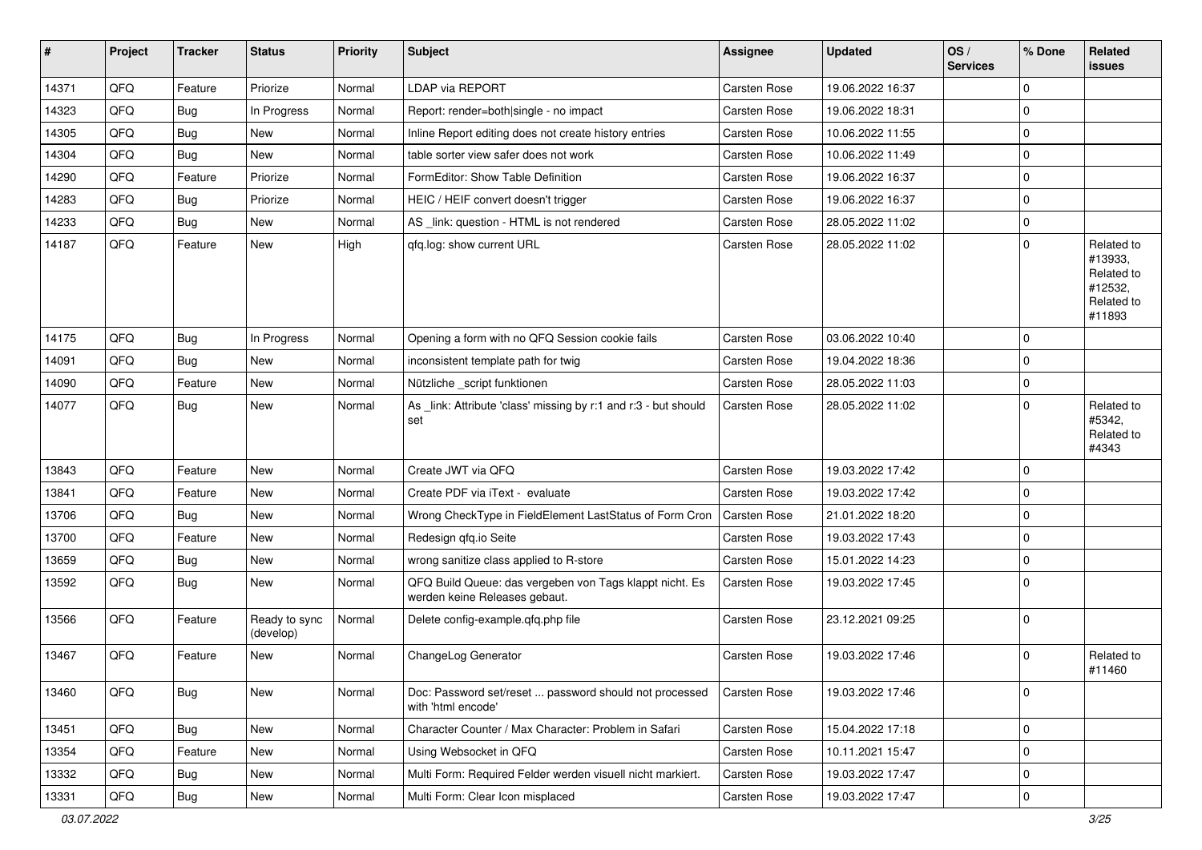| # | Project | Tracker | Status | Priority | Subject | Assignee | Updated | OS / Services | % Done | Related issues |
|---|---|---|---|---|---|---|---|---|---|---|
| 14371 | QFQ | Feature | Priorize | Normal | LDAP via REPORT | Carsten Rose | 19.06.2022 16:37 | | 0 | |
| 14323 | QFQ | Bug | In Progress | Normal | Report: render=both|single - no impact | Carsten Rose | 19.06.2022 18:31 | | 0 | |
| 14305 | QFQ | Bug | New | Normal | Inline Report editing does not create history entries | Carsten Rose | 10.06.2022 11:55 | | 0 | |
| 14304 | QFQ | Bug | New | Normal | table sorter view safer does not work | Carsten Rose | 10.06.2022 11:49 | | 0 | |
| 14290 | QFQ | Feature | Priorize | Normal | FormEditor: Show Table Definition | Carsten Rose | 19.06.2022 16:37 | | 0 | |
| 14283 | QFQ | Bug | Priorize | Normal | HEIC / HEIF convert doesn't trigger | Carsten Rose | 19.06.2022 16:37 | | 0 | |
| 14233 | QFQ | Bug | New | Normal | AS _link: question - HTML is not rendered | Carsten Rose | 28.05.2022 11:02 | | 0 | |
| 14187 | QFQ | Feature | New | High | qfq.log: show current URL | Carsten Rose | 28.05.2022 11:02 | | 0 | Related to #13933, Related to #12532, Related to #11893 |
| 14175 | QFQ | Bug | In Progress | Normal | Opening a form with no QFQ Session cookie fails | Carsten Rose | 03.06.2022 10:40 | | 0 | |
| 14091 | QFQ | Bug | New | Normal | inconsistent template path for twig | Carsten Rose | 19.04.2022 18:36 | | 0 | |
| 14090 | QFQ | Feature | New | Normal | Nützliche _script funktionen | Carsten Rose | 28.05.2022 11:03 | | 0 | |
| 14077 | QFQ | Bug | New | Normal | As _link: Attribute 'class' missing by r:1 and r:3 - but should set | Carsten Rose | 28.05.2022 11:02 | | 0 | Related to #5342, Related to #4343 |
| 13843 | QFQ | Feature | New | Normal | Create JWT via QFQ | Carsten Rose | 19.03.2022 17:42 | | 0 | |
| 13841 | QFQ | Feature | New | Normal | Create PDF via iText - evaluate | Carsten Rose | 19.03.2022 17:42 | | 0 | |
| 13706 | QFQ | Bug | New | Normal | Wrong CheckType in FieldElement LastStatus of Form Cron | Carsten Rose | 21.01.2022 18:20 | | 0 | |
| 13700 | QFQ | Feature | New | Normal | Redesign qfq.io Seite | Carsten Rose | 19.03.2022 17:43 | | 0 | |
| 13659 | QFQ | Bug | New | Normal | wrong sanitize class applied to R-store | Carsten Rose | 15.01.2022 14:23 | | 0 | |
| 13592 | QFQ | Bug | New | Normal | QFQ Build Queue: das vergeben von Tags klappt nicht. Es werden keine Releases gebaut. | Carsten Rose | 19.03.2022 17:45 | | 0 | |
| 13566 | QFQ | Feature | Ready to sync (develop) | Normal | Delete config-example.qfq.php file | Carsten Rose | 23.12.2021 09:25 | | 0 | |
| 13467 | QFQ | Feature | New | Normal | ChangeLog Generator | Carsten Rose | 19.03.2022 17:46 | | 0 | Related to #11460 |
| 13460 | QFQ | Bug | New | Normal | Doc: Password set/reset ... password should not processed with 'html encode' | Carsten Rose | 19.03.2022 17:46 | | 0 | |
| 13451 | QFQ | Bug | New | Normal | Character Counter / Max Character: Problem in Safari | Carsten Rose | 15.04.2022 17:18 | | 0 | |
| 13354 | QFQ | Feature | New | Normal | Using Websocket in QFQ | Carsten Rose | 10.11.2021 15:47 | | 0 | |
| 13332 | QFQ | Bug | New | Normal | Multi Form: Required Felder werden visuell nicht markiert. | Carsten Rose | 19.03.2022 17:47 | | 0 | |
| 13331 | QFQ | Bug | New | Normal | Multi Form: Clear Icon misplaced | Carsten Rose | 19.03.2022 17:47 | | 0 | |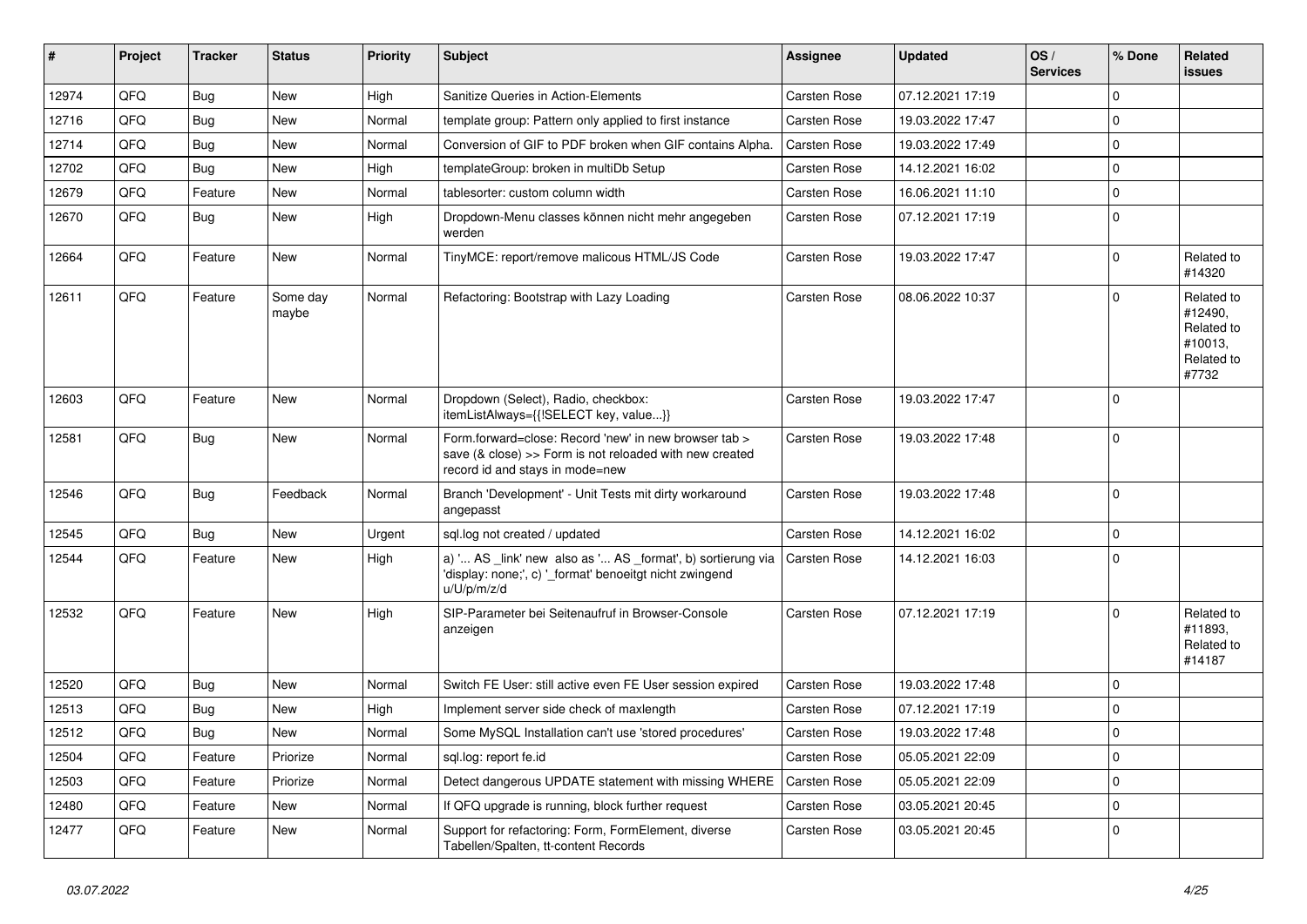| # | Project | Tracker | Status | Priority | Subject | Assignee | Updated | OS / Services | % Done | Related issues |
|---|---|---|---|---|---|---|---|---|---|---|
| 12974 | QFQ | Bug | New | High | Sanitize Queries in Action-Elements | Carsten Rose | 07.12.2021 17:19 | | 0 | |
| 12716 | QFQ | Bug | New | Normal | template group: Pattern only applied to first instance | Carsten Rose | 19.03.2022 17:47 | | 0 | |
| 12714 | QFQ | Bug | New | Normal | Conversion of GIF to PDF broken when GIF contains Alpha. | Carsten Rose | 19.03.2022 17:49 | | 0 | |
| 12702 | QFQ | Bug | New | High | templateGroup: broken in multiDb Setup | Carsten Rose | 14.12.2021 16:02 | | 0 | |
| 12679 | QFQ | Feature | New | Normal | tablesorter: custom column width | Carsten Rose | 16.06.2021 11:10 | | 0 | |
| 12670 | QFQ | Bug | New | High | Dropdown-Menu classes können nicht mehr angegeben werden | Carsten Rose | 07.12.2021 17:19 | | 0 | |
| 12664 | QFQ | Feature | New | Normal | TinyMCE: report/remove malicous HTML/JS Code | Carsten Rose | 19.03.2022 17:47 | | 0 | Related to #14320 |
| 12611 | QFQ | Feature | Some day maybe | Normal | Refactoring: Bootstrap with Lazy Loading | Carsten Rose | 08.06.2022 10:37 | | 0 | Related to #12490, Related to #10013, Related to #7732 |
| 12603 | QFQ | Feature | New | Normal | Dropdown (Select), Radio, checkbox: itemListAlways={{!SELECT key, value...}} | Carsten Rose | 19.03.2022 17:47 | | 0 | |
| 12581 | QFQ | Bug | New | Normal | Form.forward=close: Record 'new' in new browser tab > save (& close) >> Form is not reloaded with new created record id and stays in mode=new | Carsten Rose | 19.03.2022 17:48 | | 0 | |
| 12546 | QFQ | Bug | Feedback | Normal | Branch 'Development' - Unit Tests mit dirty workaround angepasst | Carsten Rose | 19.03.2022 17:48 | | 0 | |
| 12545 | QFQ | Bug | New | Urgent | sql.log not created / updated | Carsten Rose | 14.12.2021 16:02 | | 0 | |
| 12544 | QFQ | Feature | New | High | a) '... AS _link' new also as '... AS _format', b) sortierung via 'display: none;', c) '_format' benoeitgt nicht zwingend u/U/p/m/z/d | Carsten Rose | 14.12.2021 16:03 | | 0 | |
| 12532 | QFQ | Feature | New | High | SIP-Parameter bei Seitenaufruf in Browser-Console anzeigen | Carsten Rose | 07.12.2021 17:19 | | 0 | Related to #11893, Related to #14187 |
| 12520 | QFQ | Bug | New | Normal | Switch FE User: still active even FE User session expired | Carsten Rose | 19.03.2022 17:48 | | 0 | |
| 12513 | QFQ | Bug | New | High | Implement server side check of maxlength | Carsten Rose | 07.12.2021 17:19 | | 0 | |
| 12512 | QFQ | Bug | New | Normal | Some MySQL Installation can't use 'stored procedures' | Carsten Rose | 19.03.2022 17:48 | | 0 | |
| 12504 | QFQ | Feature | Priorize | Normal | sql.log: report fe.id | Carsten Rose | 05.05.2021 22:09 | | 0 | |
| 12503 | QFQ | Feature | Priorize | Normal | Detect dangerous UPDATE statement with missing WHERE | Carsten Rose | 05.05.2021 22:09 | | 0 | |
| 12480 | QFQ | Feature | New | Normal | If QFQ upgrade is running, block further request | Carsten Rose | 03.05.2021 20:45 | | 0 | |
| 12477 | QFQ | Feature | New | Normal | Support for refactoring: Form, FormElement, diverse Tabellen/Spalten, tt-content Records | Carsten Rose | 03.05.2021 20:45 | | 0 | |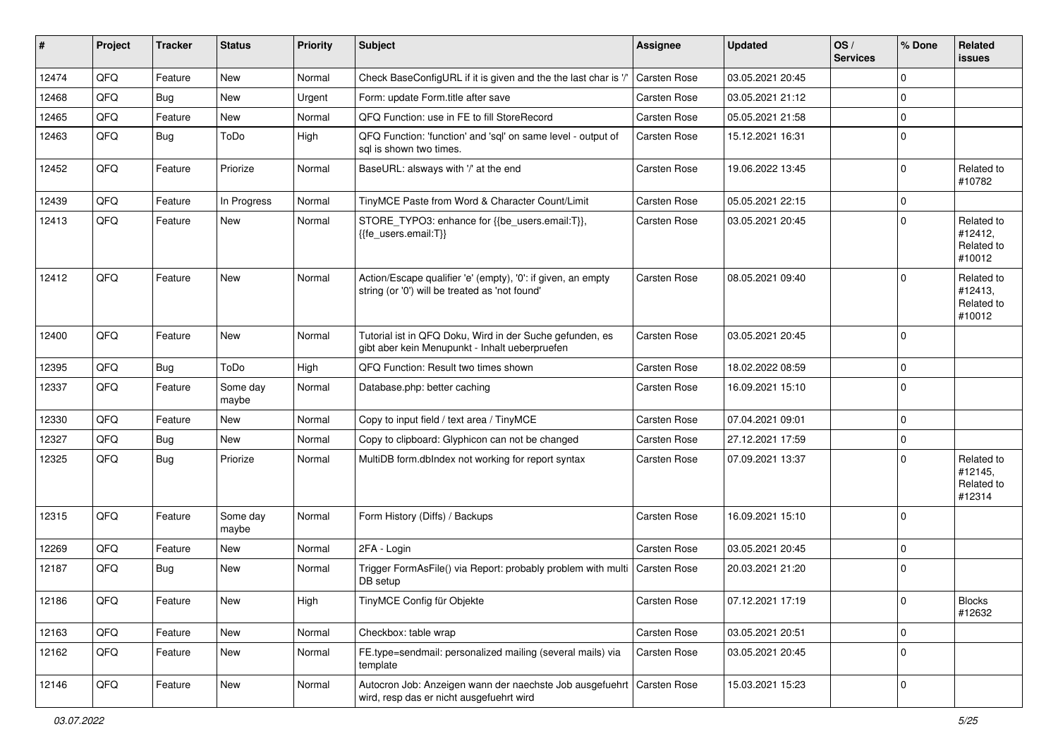| # | Project | Tracker | Status | Priority | Subject | Assignee | Updated | OS / Services | % Done | Related issues |
|---|---|---|---|---|---|---|---|---|---|---|
| 12474 | QFQ | Feature | New | Normal | Check BaseConfigURL if it is given and the the last char is '/' | Carsten Rose | 03.05.2021 20:45 | | 0 | |
| 12468 | QFQ | Bug | New | Urgent | Form: update Form.title after save | Carsten Rose | 03.05.2021 21:12 | | 0 | |
| 12465 | QFQ | Feature | New | Normal | QFQ Function: use in FE to fill StoreRecord | Carsten Rose | 05.05.2021 21:58 | | 0 | |
| 12463 | QFQ | Bug | ToDo | High | QFQ Function: 'function' and 'sql' on same level - output of sql is shown two times. | Carsten Rose | 15.12.2021 16:31 | | 0 | |
| 12452 | QFQ | Feature | Priorize | Normal | BaseURL: alsways with '/' at the end | Carsten Rose | 19.06.2022 13:45 | | 0 | Related to #10782 |
| 12439 | QFQ | Feature | In Progress | Normal | TinyMCE Paste from Word & Character Count/Limit | Carsten Rose | 05.05.2021 22:15 | | 0 | |
| 12413 | QFQ | Feature | New | Normal | STORE_TYPO3: enhance for {{be_users.email:T}}, {{fe_users.email:T}} | Carsten Rose | 03.05.2021 20:45 | | 0 | Related to #12412, Related to #10012 |
| 12412 | QFQ | Feature | New | Normal | Action/Escape qualifier 'e' (empty), '0': if given, an empty string (or '0') will be treated as 'not found' | Carsten Rose | 08.05.2021 09:40 | | 0 | Related to #12413, Related to #10012 |
| 12400 | QFQ | Feature | New | Normal | Tutorial ist in QFQ Doku, Wird in der Suche gefunden, es gibt aber kein Menupunkt - Inhalt ueberpruefen | Carsten Rose | 03.05.2021 20:45 | | 0 | |
| 12395 | QFQ | Bug | ToDo | High | QFQ Function: Result two times shown | Carsten Rose | 18.02.2022 08:59 | | 0 | |
| 12337 | QFQ | Feature | Some day maybe | Normal | Database.php: better caching | Carsten Rose | 16.09.2021 15:10 | | 0 | |
| 12330 | QFQ | Feature | New | Normal | Copy to input field / text area / TinyMCE | Carsten Rose | 07.04.2021 09:01 | | 0 | |
| 12327 | QFQ | Bug | New | Normal | Copy to clipboard: Glyphicon can not be changed | Carsten Rose | 27.12.2021 17:59 | | 0 | |
| 12325 | QFQ | Bug | Priorize | Normal | MultiDB form.dbIndex not working for report syntax | Carsten Rose | 07.09.2021 13:37 | | 0 | Related to #12145, Related to #12314 |
| 12315 | QFQ | Feature | Some day maybe | Normal | Form History (Diffs) / Backups | Carsten Rose | 16.09.2021 15:10 | | 0 | |
| 12269 | QFQ | Feature | New | Normal | 2FA - Login | Carsten Rose | 03.05.2021 20:45 | | 0 | |
| 12187 | QFQ | Bug | New | Normal | Trigger FormAsFile() via Report: probably problem with multi DB setup | Carsten Rose | 20.03.2021 21:20 | | 0 | |
| 12186 | QFQ | Feature | New | High | TinyMCE Config für Objekte | Carsten Rose | 07.12.2021 17:19 | | 0 | Blocks #12632 |
| 12163 | QFQ | Feature | New | Normal | Checkbox: table wrap | Carsten Rose | 03.05.2021 20:51 | | 0 | |
| 12162 | QFQ | Feature | New | Normal | FE.type=sendmail: personalized mailing (several mails) via template | Carsten Rose | 03.05.2021 20:45 | | 0 | |
| 12146 | QFQ | Feature | New | Normal | Autocron Job: Anzeigen wann der naechste Job ausgefuehrt wird, resp das er nicht ausgefuehrt wird | Carsten Rose | 15.03.2021 15:23 | | 0 | |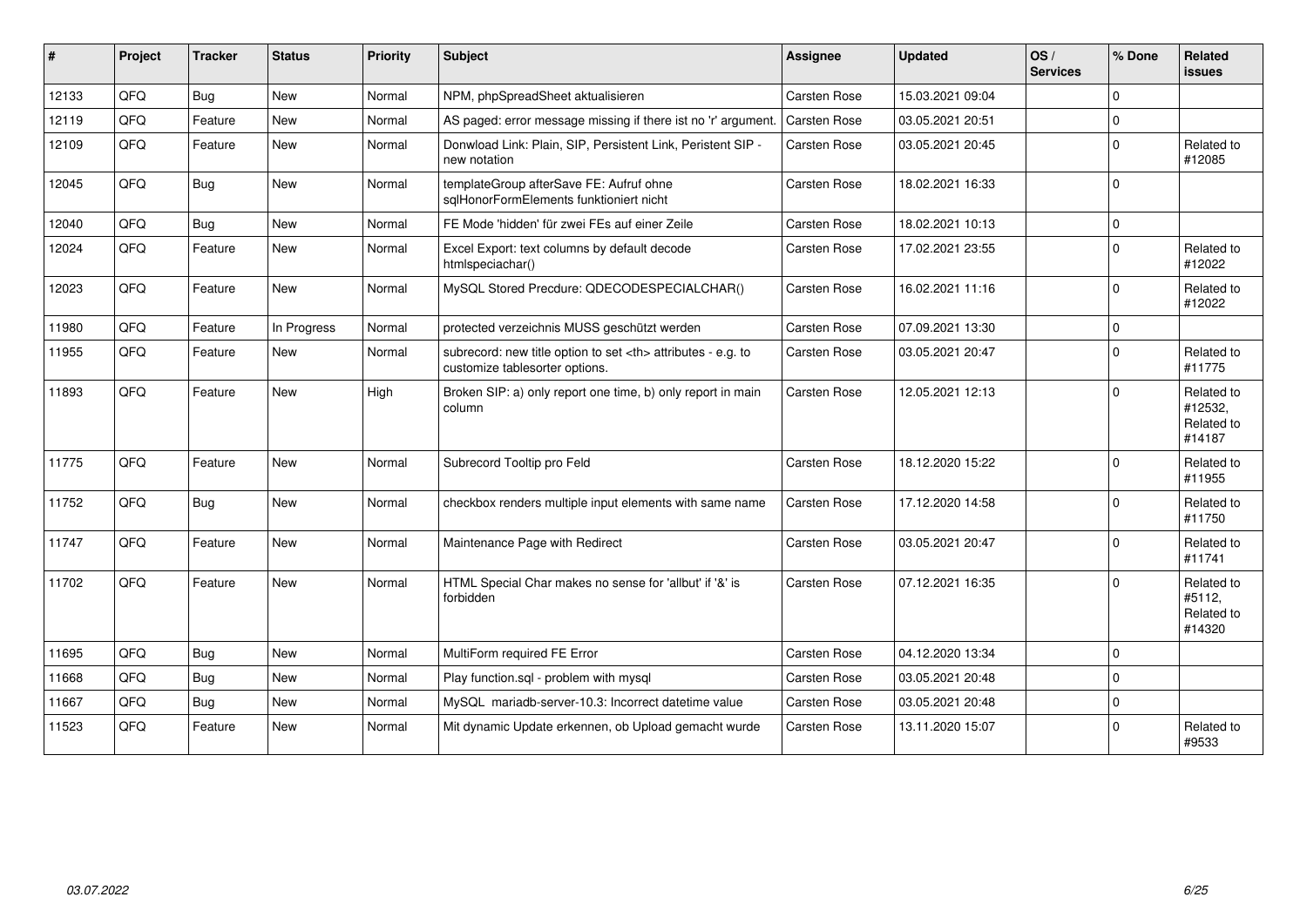| # | Project | Tracker | Status | Priority | Subject | Assignee | Updated | OS / Services | % Done | Related issues |
|---|---|---|---|---|---|---|---|---|---|---|
| 12133 | QFQ | Bug | New | Normal | NPM, phpSpreadSheet aktualisieren | Carsten Rose | 15.03.2021 09:04 | | 0 | |
| 12119 | QFQ | Feature | New | Normal | AS paged: error message missing if there ist no 'r' argument. | Carsten Rose | 03.05.2021 20:51 | | 0 | |
| 12109 | QFQ | Feature | New | Normal | Donwload Link: Plain, SIP, Persistent Link, Peristent SIP - new notation | Carsten Rose | 03.05.2021 20:45 | | 0 | Related to #12085 |
| 12045 | QFQ | Bug | New | Normal | templateGroup afterSave FE: Aufruf ohne sqlHonorFormElements funktioniert nicht | Carsten Rose | 18.02.2021 16:33 | | 0 | |
| 12040 | QFQ | Bug | New | Normal | FE Mode 'hidden' für zwei FEs auf einer Zeile | Carsten Rose | 18.02.2021 10:13 | | 0 | |
| 12024 | QFQ | Feature | New | Normal | Excel Export: text columns by default decode htmlspeciachar() | Carsten Rose | 17.02.2021 23:55 | | 0 | Related to #12022 |
| 12023 | QFQ | Feature | New | Normal | MySQL Stored Precdure: QDECODESPECIALCHAR() | Carsten Rose | 16.02.2021 11:16 | | 0 | Related to #12022 |
| 11980 | QFQ | Feature | In Progress | Normal | protected verzeichnis MUSS geschützt werden | Carsten Rose | 07.09.2021 13:30 | | 0 | |
| 11955 | QFQ | Feature | New | Normal | subrecord: new title option to set <th> attributes - e.g. to customize tablesorter options. | Carsten Rose | 03.05.2021 20:47 | | 0 | Related to #11775 |
| 11893 | QFQ | Feature | New | High | Broken SIP: a) only report one time, b) only report in main column | Carsten Rose | 12.05.2021 12:13 | | 0 | Related to #12532, Related to #14187 |
| 11775 | QFQ | Feature | New | Normal | Subrecord Tooltip pro Feld | Carsten Rose | 18.12.2020 15:22 | | 0 | Related to #11955 |
| 11752 | QFQ | Bug | New | Normal | checkbox renders multiple input elements with same name | Carsten Rose | 17.12.2020 14:58 | | 0 | Related to #11750 |
| 11747 | QFQ | Feature | New | Normal | Maintenance Page with Redirect | Carsten Rose | 03.05.2021 20:47 | | 0 | Related to #11741 |
| 11702 | QFQ | Feature | New | Normal | HTML Special Char makes no sense for 'allbut' if '&' is forbidden | Carsten Rose | 07.12.2021 16:35 | | 0 | Related to #5112, Related to #14320 |
| 11695 | QFQ | Bug | New | Normal | MultiForm required FE Error | Carsten Rose | 04.12.2020 13:34 | | 0 | |
| 11668 | QFQ | Bug | New | Normal | Play function.sql - problem with mysql | Carsten Rose | 03.05.2021 20:48 | | 0 | |
| 11667 | QFQ | Bug | New | Normal | MySQL mariadb-server-10.3: Incorrect datetime value | Carsten Rose | 03.05.2021 20:48 | | 0 | |
| 11523 | QFQ | Feature | New | Normal | Mit dynamic Update erkennen, ob Upload gemacht wurde | Carsten Rose | 13.11.2020 15:07 | | 0 | Related to #9533 |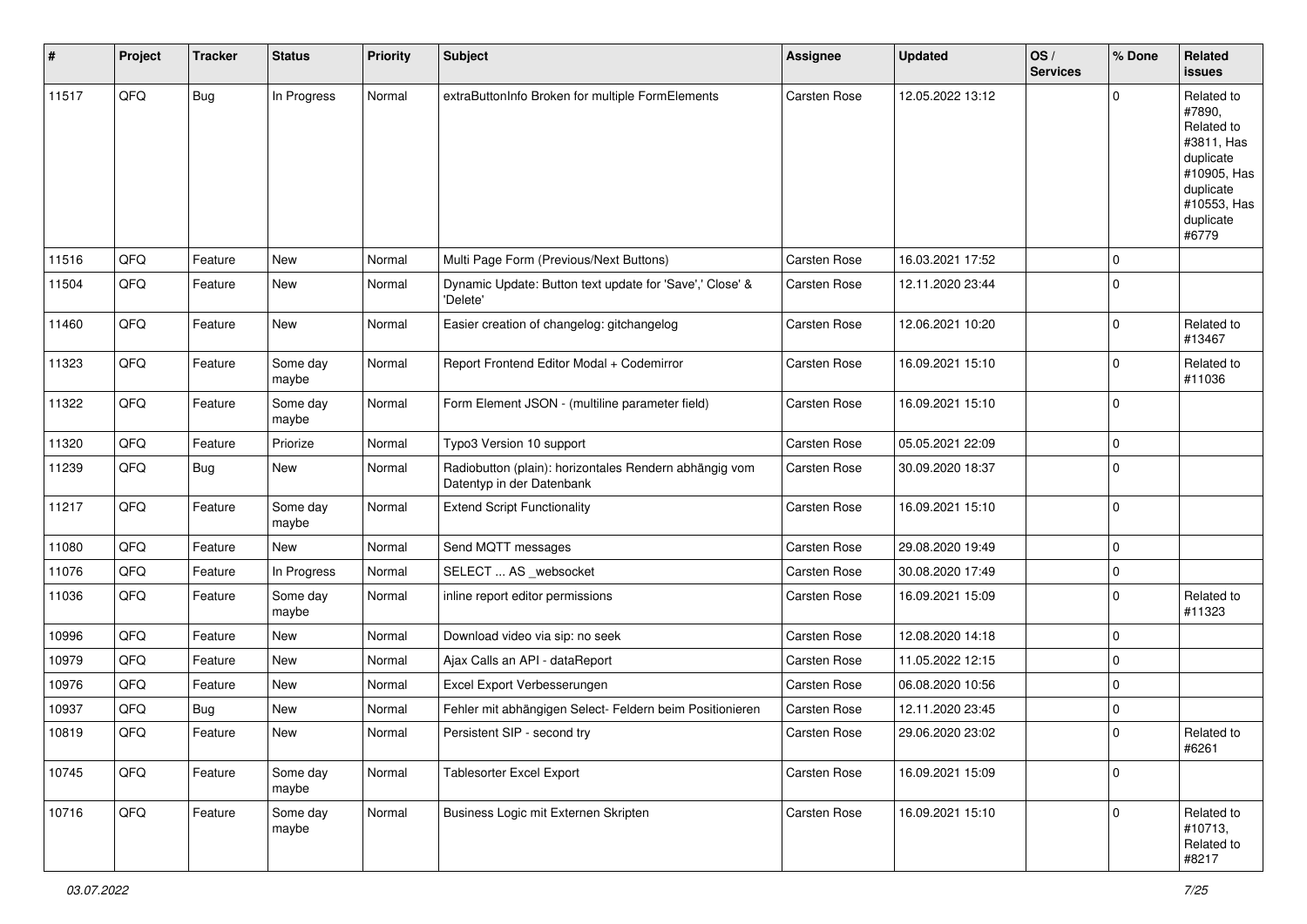| # | Project | Tracker | Status | Priority | Subject | Assignee | Updated | OS / Services | % Done | Related issues |
|---|---|---|---|---|---|---|---|---|---|---|
| 11517 | QFQ | Bug | In Progress | Normal | extraButtonInfo Broken for multiple FormElements | Carsten Rose | 12.05.2022 13:12 | | 0 | Related to #7890, Related to #3811, Has duplicate #10905, Has duplicate #10553, Has duplicate #6779 |
| 11516 | QFQ | Feature | New | Normal | Multi Page Form (Previous/Next Buttons) | Carsten Rose | 16.03.2021 17:52 | | 0 | |
| 11504 | QFQ | Feature | New | Normal | Dynamic Update: Button text update for 'Save',' Close' & 'Delete' | Carsten Rose | 12.11.2020 23:44 | | 0 | |
| 11460 | QFQ | Feature | New | Normal | Easier creation of changelog: gitchangelog | Carsten Rose | 12.06.2021 10:20 | | 0 | Related to #13467 |
| 11323 | QFQ | Feature | Some day maybe | Normal | Report Frontend Editor Modal + Codemirror | Carsten Rose | 16.09.2021 15:10 | | 0 | Related to #11036 |
| 11322 | QFQ | Feature | Some day maybe | Normal | Form Element JSON - (multiline parameter field) | Carsten Rose | 16.09.2021 15:10 | | 0 | |
| 11320 | QFQ | Feature | Priorize | Normal | Typo3 Version 10 support | Carsten Rose | 05.05.2021 22:09 | | 0 | |
| 11239 | QFQ | Bug | New | Normal | Radiobutton (plain): horizontales Rendern abhängig vom Datentyp in der Datenbank | Carsten Rose | 30.09.2020 18:37 | | 0 | |
| 11217 | QFQ | Feature | Some day maybe | Normal | Extend Script Functionality | Carsten Rose | 16.09.2021 15:10 | | 0 | |
| 11080 | QFQ | Feature | New | Normal | Send MQTT messages | Carsten Rose | 29.08.2020 19:49 | | 0 | |
| 11076 | QFQ | Feature | In Progress | Normal | SELECT ... AS _websocket | Carsten Rose | 30.08.2020 17:49 | | 0 | |
| 11036 | QFQ | Feature | Some day maybe | Normal | inline report editor permissions | Carsten Rose | 16.09.2021 15:09 | | 0 | Related to #11323 |
| 10996 | QFQ | Feature | New | Normal | Download video via sip: no seek | Carsten Rose | 12.08.2020 14:18 | | 0 | |
| 10979 | QFQ | Feature | New | Normal | Ajax Calls an API - dataReport | Carsten Rose | 11.05.2022 12:15 | | 0 | |
| 10976 | QFQ | Feature | New | Normal | Excel Export Verbesserungen | Carsten Rose | 06.08.2020 10:56 | | 0 | |
| 10937 | QFQ | Bug | New | Normal | Fehler mit abhängigen Select- Feldern beim Positionieren | Carsten Rose | 12.11.2020 23:45 | | 0 | |
| 10819 | QFQ | Feature | New | Normal | Persistent SIP - second try | Carsten Rose | 29.06.2020 23:02 | | 0 | Related to #6261 |
| 10745 | QFQ | Feature | Some day maybe | Normal | Tablesorter Excel Export | Carsten Rose | 16.09.2021 15:09 | | 0 | |
| 10716 | QFQ | Feature | Some day maybe | Normal | Business Logic mit Externen Skripten | Carsten Rose | 16.09.2021 15:10 | | 0 | Related to #10713, Related to #8217 |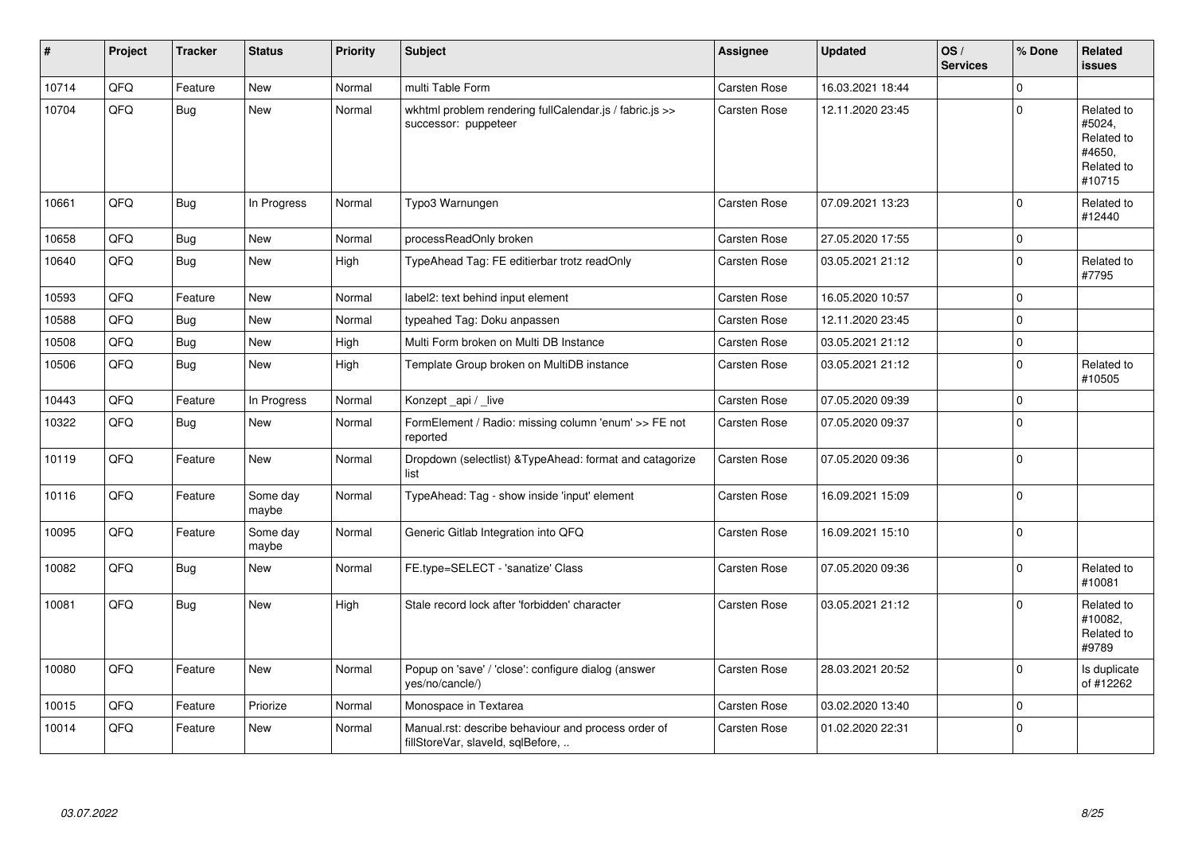| # | Project | Tracker | Status | Priority | Subject | Assignee | Updated | OS / Services | % Done | Related issues |
|---|---|---|---|---|---|---|---|---|---|---|
| 10714 | QFQ | Feature | New | Normal | multi Table Form | Carsten Rose | 16.03.2021 18:44 | | 0 | |
| 10704 | QFQ | Bug | New | Normal | wkhtml problem rendering fullCalendar.js / fabric.js >> successor: puppeteer | Carsten Rose | 12.11.2020 23:45 | | 0 | Related to #5024, Related to #4650, Related to #10715 |
| 10661 | QFQ | Bug | In Progress | Normal | Typo3 Warnungen | Carsten Rose | 07.09.2021 13:23 | | 0 | Related to #12440 |
| 10658 | QFQ | Bug | New | Normal | processReadOnly broken | Carsten Rose | 27.05.2020 17:55 | | 0 | |
| 10640 | QFQ | Bug | New | High | TypeAhead Tag: FE editierbar trotz readOnly | Carsten Rose | 03.05.2021 21:12 | | 0 | Related to #7795 |
| 10593 | QFQ | Feature | New | Normal | label2: text behind input element | Carsten Rose | 16.05.2020 10:57 | | 0 | |
| 10588 | QFQ | Bug | New | Normal | typeahed Tag: Doku anpassen | Carsten Rose | 12.11.2020 23:45 | | 0 | |
| 10508 | QFQ | Bug | New | High | Multi Form broken on Multi DB Instance | Carsten Rose | 03.05.2021 21:12 | | 0 | |
| 10506 | QFQ | Bug | New | High | Template Group broken on MultiDB instance | Carsten Rose | 03.05.2021 21:12 | | 0 | Related to #10505 |
| 10443 | QFQ | Feature | In Progress | Normal | Konzept _api / _live | Carsten Rose | 07.05.2020 09:39 | | 0 | |
| 10322 | QFQ | Bug | New | Normal | FormElement / Radio: missing column 'enum' >> FE not reported | Carsten Rose | 07.05.2020 09:37 | | 0 | |
| 10119 | QFQ | Feature | New | Normal | Dropdown (selectlist) &TypeAhead: format and catagorize list | Carsten Rose | 07.05.2020 09:36 | | 0 | |
| 10116 | QFQ | Feature | Some day maybe | Normal | TypeAhead: Tag - show inside 'input' element | Carsten Rose | 16.09.2021 15:09 | | 0 | |
| 10095 | QFQ | Feature | Some day maybe | Normal | Generic Gitlab Integration into QFQ | Carsten Rose | 16.09.2021 15:10 | | 0 | |
| 10082 | QFQ | Bug | New | Normal | FE.type=SELECT - 'sanatize' Class | Carsten Rose | 07.05.2020 09:36 | | 0 | Related to #10081 |
| 10081 | QFQ | Bug | New | High | Stale record lock after 'forbidden' character | Carsten Rose | 03.05.2021 21:12 | | 0 | Related to #10082, Related to #9789 |
| 10080 | QFQ | Feature | New | Normal | Popup on 'save' / 'close': configure dialog (answer yes/no/cancle/) | Carsten Rose | 28.03.2021 20:52 | | 0 | Is duplicate of #12262 |
| 10015 | QFQ | Feature | Priorize | Normal | Monospace in Textarea | Carsten Rose | 03.02.2020 13:40 | | 0 | |
| 10014 | QFQ | Feature | New | Normal | Manual.rst: describe behaviour and process order of fillStoreVar, slaveId, sqlBefore, .. | Carsten Rose | 01.02.2020 22:31 | | 0 | |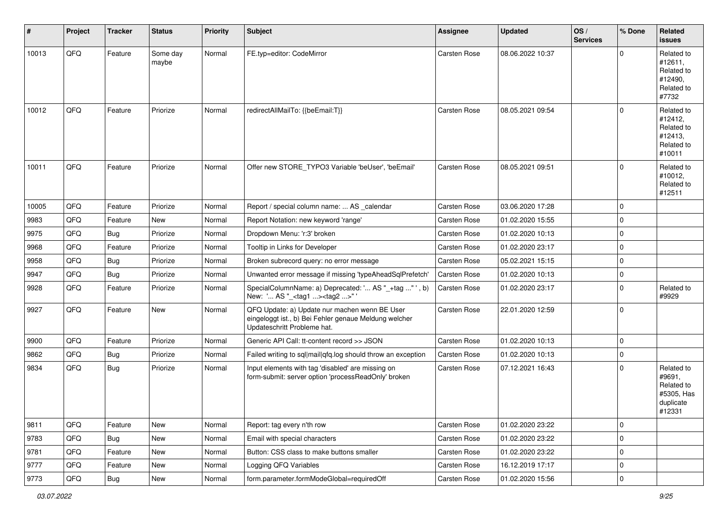| # | Project | Tracker | Status | Priority | Subject | Assignee | Updated | OS / Services | % Done | Related issues |
|---|---|---|---|---|---|---|---|---|---|---|
| 10013 | QFQ | Feature | Some day maybe | Normal | FE.typ=editor: CodeMirror | Carsten Rose | 08.06.2022 10:37 | | 0 | Related to #12611, Related to #12490, Related to #7732 |
| 10012 | QFQ | Feature | Priorize | Normal | redirectAllMailTo: {{beEmail:T}} | Carsten Rose | 08.05.2021 09:54 | | 0 | Related to #12412, Related to #12413, Related to #10011 |
| 10011 | QFQ | Feature | Priorize | Normal | Offer new STORE_TYPO3 Variable 'beUser', 'beEmail' | Carsten Rose | 08.05.2021 09:51 | | 0 | Related to #10012, Related to #12511 |
| 10005 | QFQ | Feature | Priorize | Normal | Report / special column name: ... AS _calendar | Carsten Rose | 03.06.2020 17:28 | | 0 | |
| 9983 | QFQ | Feature | New | Normal | Report Notation: new keyword 'range' | Carsten Rose | 01.02.2020 15:55 | | 0 | |
| 9975 | QFQ | Bug | Priorize | Normal | Dropdown Menu: 'r:3' broken | Carsten Rose | 01.02.2020 10:13 | | 0 | |
| 9968 | QFQ | Feature | Priorize | Normal | Tooltip in Links for Developer | Carsten Rose | 01.02.2020 23:17 | | 0 | |
| 9958 | QFQ | Bug | Priorize | Normal | Broken subrecord query: no error message | Carsten Rose | 05.02.2021 15:15 | | 0 | |
| 9947 | QFQ | Bug | Priorize | Normal | Unwanted error message if missing 'typeAheadSqlPrefetch' | Carsten Rose | 01.02.2020 10:13 | | 0 | |
| 9928 | QFQ | Feature | Priorize | Normal | SpecialColumnName: a) Deprecated: '... AS "_+tag ..." ', b) New: '... AS "_<tag1 ...><tag2 ...>" ' | Carsten Rose | 01.02.2020 23:17 | | 0 | Related to #9929 |
| 9927 | QFQ | Feature | New | Normal | QFQ Update: a) Update nur machen wenn BE User eingeloggt ist., b) Bei Fehler genaue Meldung welcher Updateschritt Probleme hat. | Carsten Rose | 22.01.2020 12:59 | | 0 | |
| 9900 | QFQ | Feature | Priorize | Normal | Generic API Call: tt-content record >> JSON | Carsten Rose | 01.02.2020 10:13 | | 0 | |
| 9862 | QFQ | Bug | Priorize | Normal | Failed writing to sql\|mail\|qfq.log should throw an exception | Carsten Rose | 01.02.2020 10:13 | | 0 | |
| 9834 | QFQ | Bug | Priorize | Normal | Input elements with tag 'disabled' are missing on form-submit: server option 'processReadOnly' broken | Carsten Rose | 07.12.2021 16:43 | | 0 | Related to #9691, Related to #5305, Has duplicate #12331 |
| 9811 | QFQ | Feature | New | Normal | Report: tag every n'th row | Carsten Rose | 01.02.2020 23:22 | | 0 | |
| 9783 | QFQ | Bug | New | Normal | Email with special characters | Carsten Rose | 01.02.2020 23:22 | | 0 | |
| 9781 | QFQ | Feature | New | Normal | Button: CSS class to make buttons smaller | Carsten Rose | 01.02.2020 23:22 | | 0 | |
| 9777 | QFQ | Feature | New | Normal | Logging QFQ Variables | Carsten Rose | 16.12.2019 17:17 | | 0 | |
| 9773 | QFQ | Bug | New | Normal | form.parameter.formModeGlobal=requiredOff | Carsten Rose | 01.02.2020 15:56 | | 0 | |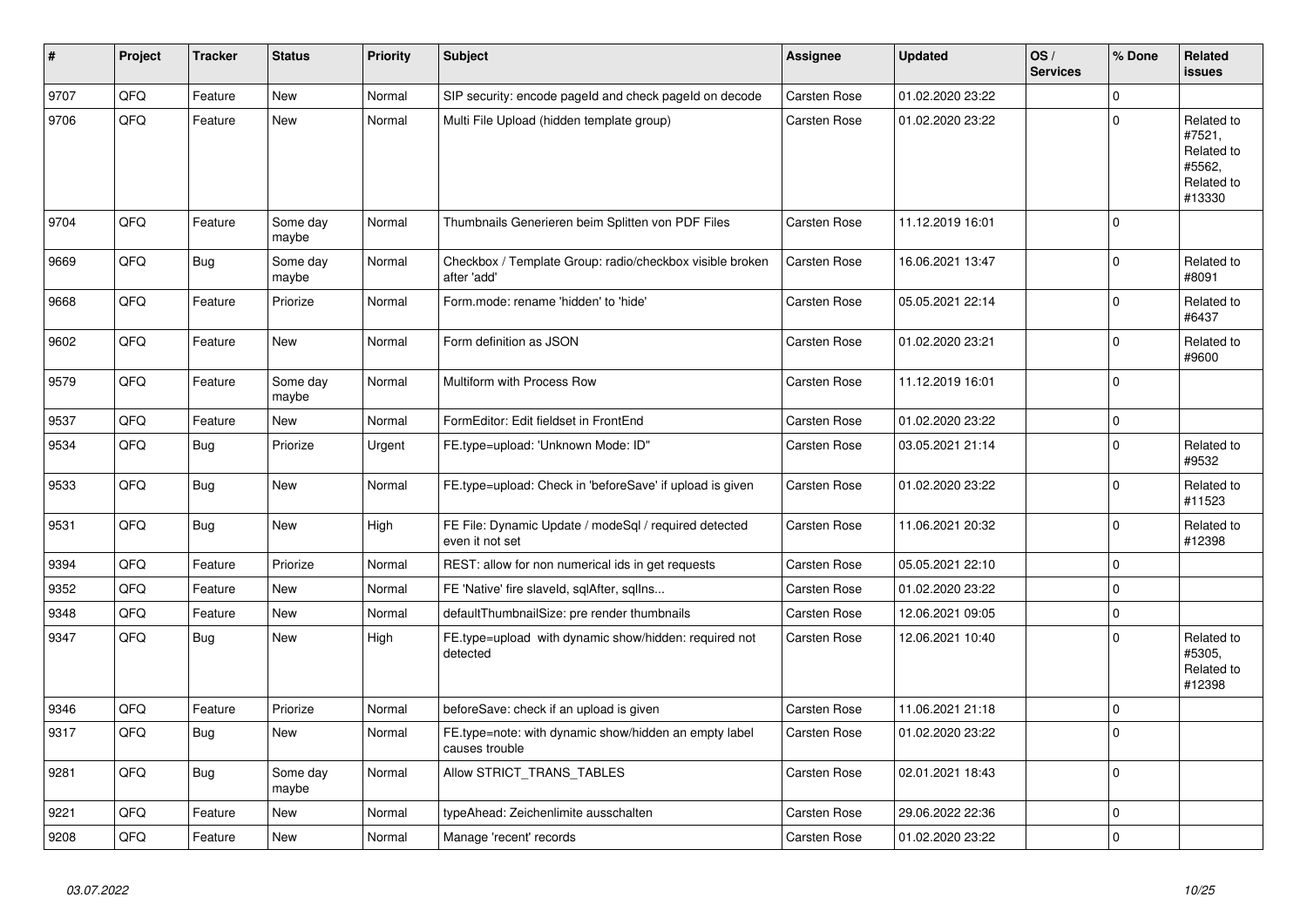| # | Project | Tracker | Status | Priority | Subject | Assignee | Updated | OS / Services | % Done | Related issues |
|---|---|---|---|---|---|---|---|---|---|---|
| 9707 | QFQ | Feature | New | Normal | SIP security: encode pageId and check pageId on decode | Carsten Rose | 01.02.2020 23:22 | | 0 | |
| 9706 | QFQ | Feature | New | Normal | Multi File Upload (hidden template group) | Carsten Rose | 01.02.2020 23:22 | | 0 | Related to #7521, Related to #5562, Related to #13330 |
| 9704 | QFQ | Feature | Some day maybe | Normal | Thumbnails Generieren beim Splitten von PDF Files | Carsten Rose | 11.12.2019 16:01 | | 0 | |
| 9669 | QFQ | Bug | Some day maybe | Normal | Checkbox / Template Group: radio/checkbox visible broken after 'add' | Carsten Rose | 16.06.2021 13:47 | | 0 | Related to #8091 |
| 9668 | QFQ | Feature | Priorize | Normal | Form.mode: rename 'hidden' to 'hide' | Carsten Rose | 05.05.2021 22:14 | | 0 | Related to #6437 |
| 9602 | QFQ | Feature | New | Normal | Form definition as JSON | Carsten Rose | 01.02.2020 23:21 | | 0 | Related to #9600 |
| 9579 | QFQ | Feature | Some day maybe | Normal | Multiform with Process Row | Carsten Rose | 11.12.2019 16:01 | | 0 | |
| 9537 | QFQ | Feature | New | Normal | FormEditor: Edit fieldset in FrontEnd | Carsten Rose | 01.02.2020 23:22 | | 0 | |
| 9534 | QFQ | Bug | Priorize | Urgent | FE.type=upload: 'Unknown Mode: ID" | Carsten Rose | 03.05.2021 21:14 | | 0 | Related to #9532 |
| 9533 | QFQ | Bug | New | Normal | FE.type=upload: Check in 'beforeSave' if upload is given | Carsten Rose | 01.02.2020 23:22 | | 0 | Related to #11523 |
| 9531 | QFQ | Bug | New | High | FE File: Dynamic Update / modeSql / required detected even it not set | Carsten Rose | 11.06.2021 20:32 | | 0 | Related to #12398 |
| 9394 | QFQ | Feature | Priorize | Normal | REST: allow for non numerical ids in get requests | Carsten Rose | 05.05.2021 22:10 | | 0 | |
| 9352 | QFQ | Feature | New | Normal | FE 'Native' fire slaveId, sqlAfter, sqlIns... | Carsten Rose | 01.02.2020 23:22 | | 0 | |
| 9348 | QFQ | Feature | New | Normal | defaultThumbnailSize: pre render thumbnails | Carsten Rose | 12.06.2021 09:05 | | 0 | |
| 9347 | QFQ | Bug | New | High | FE.type=upload with dynamic show/hidden: required not detected | Carsten Rose | 12.06.2021 10:40 | | 0 | Related to #5305, Related to #12398 |
| 9346 | QFQ | Feature | Priorize | Normal | beforeSave: check if an upload is given | Carsten Rose | 11.06.2021 21:18 | | 0 | |
| 9317 | QFQ | Bug | New | Normal | FE.type=note: with dynamic show/hidden an empty label causes trouble | Carsten Rose | 01.02.2020 23:22 | | 0 | |
| 9281 | QFQ | Bug | Some day maybe | Normal | Allow STRICT_TRANS_TABLES | Carsten Rose | 02.01.2021 18:43 | | 0 | |
| 9221 | QFQ | Feature | New | Normal | typeAhead: Zeichenlimite ausschalten | Carsten Rose | 29.06.2022 22:36 | | 0 | |
| 9208 | QFQ | Feature | New | Normal | Manage 'recent' records | Carsten Rose | 01.02.2020 23:22 | | 0 | |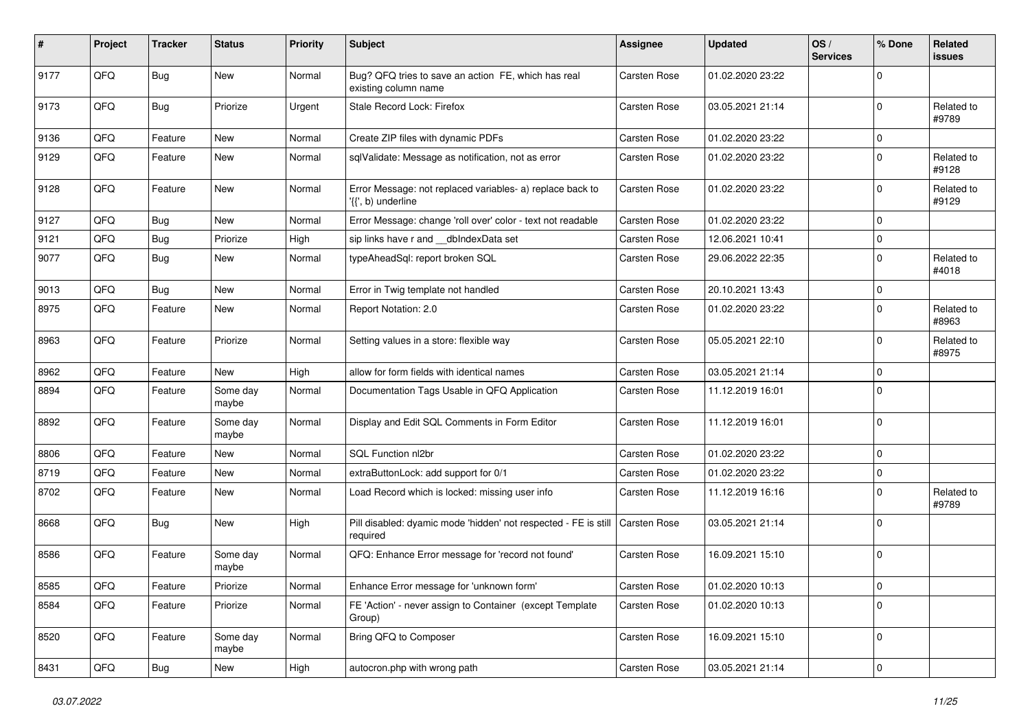| # | Project | Tracker | Status | Priority | Subject | Assignee | Updated | OS / Services | % Done | Related issues |
|---|---|---|---|---|---|---|---|---|---|---|
| 9177 | QFQ | Bug | New | Normal | Bug? QFQ tries to save an action FE, which has real existing column name | Carsten Rose | 01.02.2020 23:22 | | 0 | |
| 9173 | QFQ | Bug | Priorize | Urgent | Stale Record Lock: Firefox | Carsten Rose | 03.05.2021 21:14 | | 0 | Related to #9789 |
| 9136 | QFQ | Feature | New | Normal | Create ZIP files with dynamic PDFs | Carsten Rose | 01.02.2020 23:22 | | 0 | |
| 9129 | QFQ | Feature | New | Normal | sqlValidate: Message as notification, not as error | Carsten Rose | 01.02.2020 23:22 | | 0 | Related to #9128 |
| 9128 | QFQ | Feature | New | Normal | Error Message: not replaced variables- a) replace back to '{{', b) underline | Carsten Rose | 01.02.2020 23:22 | | 0 | Related to #9129 |
| 9127 | QFQ | Bug | New | Normal | Error Message: change 'roll over' color - text not readable | Carsten Rose | 01.02.2020 23:22 | | 0 | |
| 9121 | QFQ | Bug | Priorize | High | sip links have r and __dbIndexData set | Carsten Rose | 12.06.2021 10:41 | | 0 | |
| 9077 | QFQ | Bug | New | Normal | typeAheadSql: report broken SQL | Carsten Rose | 29.06.2022 22:35 | | 0 | Related to #4018 |
| 9013 | QFQ | Bug | New | Normal | Error in Twig template not handled | Carsten Rose | 20.10.2021 13:43 | | 0 | |
| 8975 | QFQ | Feature | New | Normal | Report Notation: 2.0 | Carsten Rose | 01.02.2020 23:22 | | 0 | Related to #8963 |
| 8963 | QFQ | Feature | Priorize | Normal | Setting values in a store: flexible way | Carsten Rose | 05.05.2021 22:10 | | 0 | Related to #8975 |
| 8962 | QFQ | Feature | New | High | allow for form fields with identical names | Carsten Rose | 03.05.2021 21:14 | | 0 | |
| 8894 | QFQ | Feature | Some day maybe | Normal | Documentation Tags Usable in QFQ Application | Carsten Rose | 11.12.2019 16:01 | | 0 | |
| 8892 | QFQ | Feature | Some day maybe | Normal | Display and Edit SQL Comments in Form Editor | Carsten Rose | 11.12.2019 16:01 | | 0 | |
| 8806 | QFQ | Feature | New | Normal | SQL Function nl2br | Carsten Rose | 01.02.2020 23:22 | | 0 | |
| 8719 | QFQ | Feature | New | Normal | extraButtonLock: add support for 0/1 | Carsten Rose | 01.02.2020 23:22 | | 0 | |
| 8702 | QFQ | Feature | New | Normal | Load Record which is locked: missing user info | Carsten Rose | 11.12.2019 16:16 | | 0 | Related to #9789 |
| 8668 | QFQ | Bug | New | High | Pill disabled: dyamic mode 'hidden' not respected - FE is still required | Carsten Rose | 03.05.2021 21:14 | | 0 | |
| 8586 | QFQ | Feature | Some day maybe | Normal | QFQ: Enhance Error message for 'record not found' | Carsten Rose | 16.09.2021 15:10 | | 0 | |
| 8585 | QFQ | Feature | Priorize | Normal | Enhance Error message for 'unknown form' | Carsten Rose | 01.02.2020 10:13 | | 0 | |
| 8584 | QFQ | Feature | Priorize | Normal | FE 'Action' - never assign to Container (except Template Group) | Carsten Rose | 01.02.2020 10:13 | | 0 | |
| 8520 | QFQ | Feature | Some day maybe | Normal | Bring QFQ to Composer | Carsten Rose | 16.09.2021 15:10 | | 0 | |
| 8431 | QFQ | Bug | New | High | autocron.php with wrong path | Carsten Rose | 03.05.2021 21:14 | | 0 | |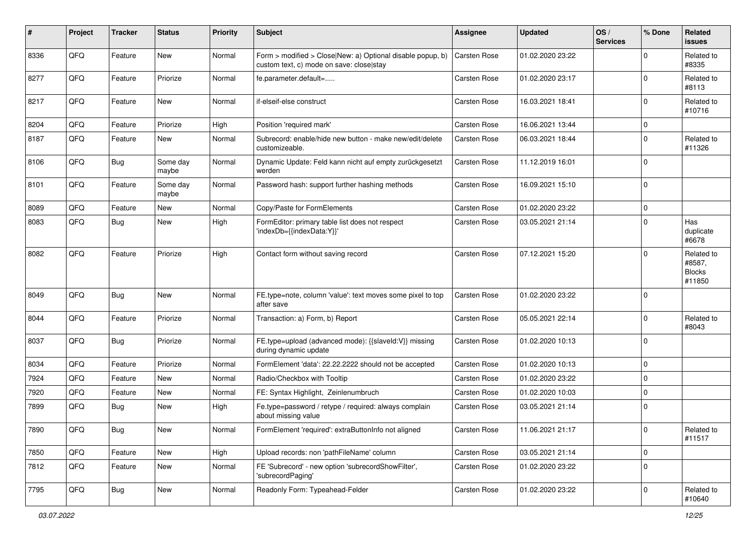| # | Project | Tracker | Status | Priority | Subject | Assignee | Updated | OS / Services | % Done | Related issues |
|---|---|---|---|---|---|---|---|---|---|---|
| 8336 | QFQ | Feature | New | Normal | Form > modified > Close\|New: a) Optional disable popup, b) custom text, c) mode on save: close\|stay | Carsten Rose | 01.02.2020 23:22 | | 0 | Related to #8335 |
| 8277 | QFQ | Feature | Priorize | Normal | fe.parameter.default=..... | Carsten Rose | 01.02.2020 23:17 | | 0 | Related to #8113 |
| 8217 | QFQ | Feature | New | Normal | if-elseif-else construct | Carsten Rose | 16.03.2021 18:41 | | 0 | Related to #10716 |
| 8204 | QFQ | Feature | Priorize | High | Position 'required mark' | Carsten Rose | 16.06.2021 13:44 | | 0 | |
| 8187 | QFQ | Feature | New | Normal | Subrecord: enable/hide new button - make new/edit/delete customizeable. | Carsten Rose | 06.03.2021 18:44 | | 0 | Related to #11326 |
| 8106 | QFQ | Bug | Some day maybe | Normal | Dynamic Update: Feld kann nicht auf empty zurückgesetzt werden | Carsten Rose | 11.12.2019 16:01 | | 0 | |
| 8101 | QFQ | Feature | Some day maybe | Normal | Password hash: support further hashing methods | Carsten Rose | 16.09.2021 15:10 | | 0 | |
| 8089 | QFQ | Feature | New | Normal | Copy/Paste for FormElements | Carsten Rose | 01.02.2020 23:22 | | 0 | |
| 8083 | QFQ | Bug | New | High | FormEditor: primary table list does not respect 'indexDb={{indexData:Y}}' | Carsten Rose | 03.05.2021 21:14 | | 0 | Has duplicate #6678 |
| 8082 | QFQ | Feature | Priorize | High | Contact form without saving record | Carsten Rose | 07.12.2021 15:20 | | 0 | Related to #8587, Blocks #11850 |
| 8049 | QFQ | Bug | New | Normal | FE.type=note, column 'value': text moves some pixel to top after save | Carsten Rose | 01.02.2020 23:22 | | 0 | |
| 8044 | QFQ | Feature | Priorize | Normal | Transaction: a) Form, b) Report | Carsten Rose | 05.05.2021 22:14 | | 0 | Related to #8043 |
| 8037 | QFQ | Bug | Priorize | Normal | FE.type=upload (advanced mode): {{slaveId:V}} missing during dynamic update | Carsten Rose | 01.02.2020 10:13 | | 0 | |
| 8034 | QFQ | Feature | Priorize | Normal | FormElement 'data': 22.22.2222 should not be accepted | Carsten Rose | 01.02.2020 10:13 | | 0 | |
| 7924 | QFQ | Feature | New | Normal | Radio/Checkbox with Tooltip | Carsten Rose | 01.02.2020 23:22 | | 0 | |
| 7920 | QFQ | Feature | New | Normal | FE: Syntax Highlight, Zeinlenumbruch | Carsten Rose | 01.02.2020 10:03 | | 0 | |
| 7899 | QFQ | Bug | New | High | Fe.type=password / retype / required: always complain about missing value | Carsten Rose | 03.05.2021 21:14 | | 0 | |
| 7890 | QFQ | Bug | New | Normal | FormElement 'required': extraButtonInfo not aligned | Carsten Rose | 11.06.2021 21:17 | | 0 | Related to #11517 |
| 7850 | QFQ | Feature | New | High | Upload records: non 'pathFileName' column | Carsten Rose | 03.05.2021 21:14 | | 0 | |
| 7812 | QFQ | Feature | New | Normal | FE 'Subrecord' - new option 'subrecordShowFilter', 'subrecordPaging' | Carsten Rose | 01.02.2020 23:22 | | 0 | |
| 7795 | QFQ | Bug | New | Normal | Readonly Form: Typeahead-Felder | Carsten Rose | 01.02.2020 23:22 | | 0 | Related to #10640 |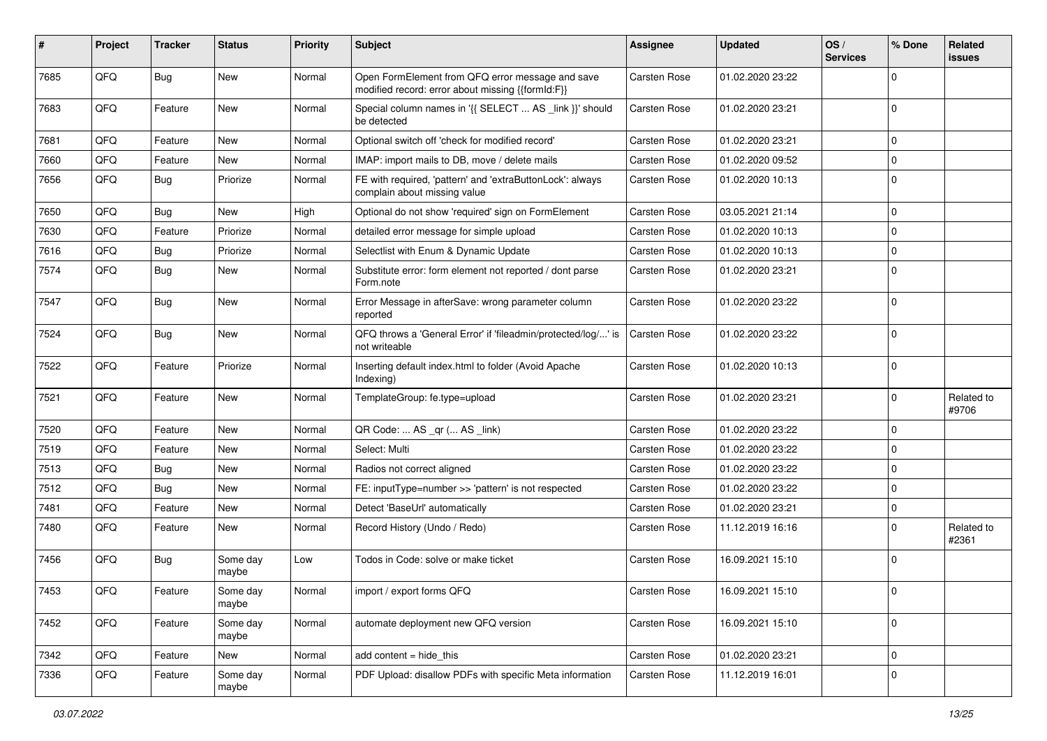| # | Project | Tracker | Status | Priority | Subject | Assignee | Updated | OS / Services | % Done | Related issues |
|---|---|---|---|---|---|---|---|---|---|---|
| 7685 | QFQ | Bug | New | Normal | Open FormElement from QFQ error message and save modified record: error about missing {{formId:F}} | Carsten Rose | 01.02.2020 23:22 | | 0 | |
| 7683 | QFQ | Feature | New | Normal | Special column names in '{{ SELECT ... AS _link }}' should be detected | Carsten Rose | 01.02.2020 23:21 | | 0 | |
| 7681 | QFQ | Feature | New | Normal | Optional switch off 'check for modified record' | Carsten Rose | 01.02.2020 23:21 | | 0 | |
| 7660 | QFQ | Feature | New | Normal | IMAP: import mails to DB, move / delete mails | Carsten Rose | 01.02.2020 09:52 | | 0 | |
| 7656 | QFQ | Bug | Priorize | Normal | FE with required, 'pattern' and 'extraButtonLock': always complain about missing value | Carsten Rose | 01.02.2020 10:13 | | 0 | |
| 7650 | QFQ | Bug | New | High | Optional do not show 'required' sign on FormElement | Carsten Rose | 03.05.2021 21:14 | | 0 | |
| 7630 | QFQ | Feature | Priorize | Normal | detailed error message for simple upload | Carsten Rose | 01.02.2020 10:13 | | 0 | |
| 7616 | QFQ | Bug | Priorize | Normal | Selectlist with Enum & Dynamic Update | Carsten Rose | 01.02.2020 10:13 | | 0 | |
| 7574 | QFQ | Bug | New | Normal | Substitute error: form element not reported / dont parse Form.note | Carsten Rose | 01.02.2020 23:21 | | 0 | |
| 7547 | QFQ | Bug | New | Normal | Error Message in afterSave: wrong parameter column reported | Carsten Rose | 01.02.2020 23:22 | | 0 | |
| 7524 | QFQ | Bug | New | Normal | QFQ throws a 'General Error' if 'fileadmin/protected/log/...' is not writeable | Carsten Rose | 01.02.2020 23:22 | | 0 | |
| 7522 | QFQ | Feature | Priorize | Normal | Inserting default index.html to folder (Avoid Apache Indexing) | Carsten Rose | 01.02.2020 10:13 | | 0 | |
| 7521 | QFQ | Feature | New | Normal | TemplateGroup: fe.type=upload | Carsten Rose | 01.02.2020 23:21 | | 0 | Related to #9706 |
| 7520 | QFQ | Feature | New | Normal | QR Code: ... AS _qr ( ... AS _link) | Carsten Rose | 01.02.2020 23:22 | | 0 | |
| 7519 | QFQ | Feature | New | Normal | Select: Multi | Carsten Rose | 01.02.2020 23:22 | | 0 | |
| 7513 | QFQ | Bug | New | Normal | Radios not correct aligned | Carsten Rose | 01.02.2020 23:22 | | 0 | |
| 7512 | QFQ | Bug | New | Normal | FE: inputType=number >> 'pattern' is not respected | Carsten Rose | 01.02.2020 23:22 | | 0 | |
| 7481 | QFQ | Feature | New | Normal | Detect 'BaseUrl' automatically | Carsten Rose | 01.02.2020 23:21 | | 0 | |
| 7480 | QFQ | Feature | New | Normal | Record History (Undo / Redo) | Carsten Rose | 11.12.2019 16:16 | | 0 | Related to #2361 |
| 7456 | QFQ | Bug | Some day maybe | Low | Todos in Code: solve or make ticket | Carsten Rose | 16.09.2021 15:10 | | 0 | |
| 7453 | QFQ | Feature | Some day maybe | Normal | import / export forms QFQ | Carsten Rose | 16.09.2021 15:10 | | 0 | |
| 7452 | QFQ | Feature | Some day maybe | Normal | automate deployment new QFQ version | Carsten Rose | 16.09.2021 15:10 | | 0 | |
| 7342 | QFQ | Feature | New | Normal | add content = hide_this | Carsten Rose | 01.02.2020 23:21 | | 0 | |
| 7336 | QFQ | Feature | Some day maybe | Normal | PDF Upload: disallow PDFs with specific Meta information | Carsten Rose | 11.12.2019 16:01 | | 0 | |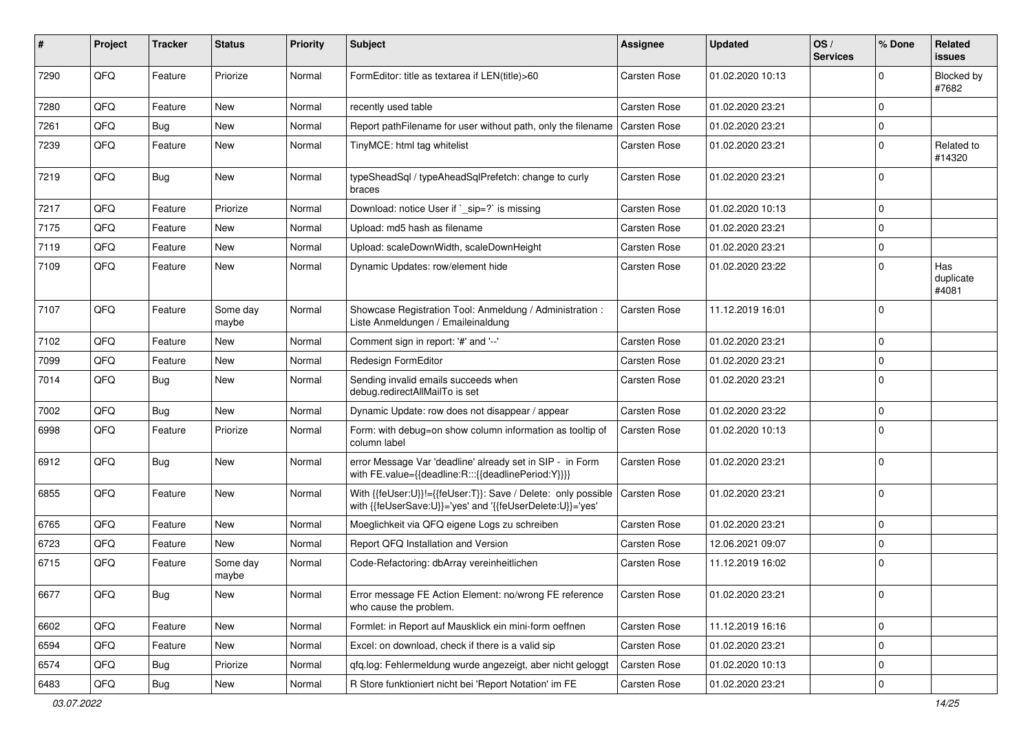| # | Project | Tracker | Status | Priority | Subject | Assignee | Updated | OS / Services | % Done | Related issues |
|---|---|---|---|---|---|---|---|---|---|---|
| 7290 | QFQ | Feature | Priorize | Normal | FormEditor: title as textarea if LEN(title)>60 | Carsten Rose | 01.02.2020 10:13 | | 0 | Blocked by #7682 |
| 7280 | QFQ | Feature | New | Normal | recently used table | Carsten Rose | 01.02.2020 23:21 | | 0 | |
| 7261 | QFQ | Bug | New | Normal | Report pathFilename for user without path, only the filename | Carsten Rose | 01.02.2020 23:21 | | 0 | |
| 7239 | QFQ | Feature | New | Normal | TinyMCE: html tag whitelist | Carsten Rose | 01.02.2020 23:21 | | 0 | Related to #14320 |
| 7219 | QFQ | Bug | New | Normal | typeSheadSql / typeAheadSqlPrefetch: change to curly braces | Carsten Rose | 01.02.2020 23:21 | | 0 | |
| 7217 | QFQ | Feature | Priorize | Normal | Download: notice User if `_sip=?` is missing | Carsten Rose | 01.02.2020 10:13 | | 0 | |
| 7175 | QFQ | Feature | New | Normal | Upload: md5 hash as filename | Carsten Rose | 01.02.2020 23:21 | | 0 | |
| 7119 | QFQ | Feature | New | Normal | Upload: scaleDownWidth, scaleDownHeight | Carsten Rose | 01.02.2020 23:21 | | 0 | |
| 7109 | QFQ | Feature | New | Normal | Dynamic Updates: row/element hide | Carsten Rose | 01.02.2020 23:22 | | 0 | Has duplicate #4081 |
| 7107 | QFQ | Feature | Some day maybe | Normal | Showcase Registration Tool: Anmeldung / Administration : Liste Anmeldungen / Emaileinaldung | Carsten Rose | 11.12.2019 16:01 | | 0 | |
| 7102 | QFQ | Feature | New | Normal | Comment sign in report: '#' and '--' | Carsten Rose | 01.02.2020 23:21 | | 0 | |
| 7099 | QFQ | Feature | New | Normal | Redesign FormEditor | Carsten Rose | 01.02.2020 23:21 | | 0 | |
| 7014 | QFQ | Bug | New | Normal | Sending invalid emails succeeds when debug.redirectAllMailTo is set | Carsten Rose | 01.02.2020 23:21 | | 0 | |
| 7002 | QFQ | Bug | New | Normal | Dynamic Update: row does not disappear / appear | Carsten Rose | 01.02.2020 23:22 | | 0 | |
| 6998 | QFQ | Feature | Priorize | Normal | Form: with debug=on show column information as tooltip of column label | Carsten Rose | 01.02.2020 10:13 | | 0 | |
| 6912 | QFQ | Bug | New | Normal | error Message Var 'deadline' already set in SIP - in Form with FE.value={{deadline:R:::{{deadlinePeriod:Y}}}} | Carsten Rose | 01.02.2020 23:21 | | 0 | |
| 6855 | QFQ | Feature | New | Normal | With {{feUser:U}}!={{feUser:T}}: Save / Delete: only possible with {{feUserSave:U}}='yes' and '{{feUserDelete:U}}='yes' | Carsten Rose | 01.02.2020 23:21 | | 0 | |
| 6765 | QFQ | Feature | New | Normal | Moeglichkeit via QFQ eigene Logs zu schreiben | Carsten Rose | 01.02.2020 23:21 | | 0 | |
| 6723 | QFQ | Feature | New | Normal | Report QFQ Installation and Version | Carsten Rose | 12.06.2021 09:07 | | 0 | |
| 6715 | QFQ | Feature | Some day maybe | Normal | Code-Refactoring: dbArray vereinheitlichen | Carsten Rose | 11.12.2019 16:02 | | 0 | |
| 6677 | QFQ | Bug | New | Normal | Error message FE Action Element: no/wrong FE reference who cause the problem. | Carsten Rose | 01.02.2020 23:21 | | 0 | |
| 6602 | QFQ | Feature | New | Normal | Formlet: in Report auf Mausklick ein mini-form oeffnen | Carsten Rose | 11.12.2019 16:16 | | 0 | |
| 6594 | QFQ | Feature | New | Normal | Excel: on download, check if there is a valid sip | Carsten Rose | 01.02.2020 23:21 | | 0 | |
| 6574 | QFQ | Bug | Priorize | Normal | qfq.log: Fehlermeldung wurde angezeigt, aber nicht geloggt | Carsten Rose | 01.02.2020 10:13 | | 0 | |
| 6483 | QFQ | Bug | New | Normal | R Store funktioniert nicht bei 'Report Notation' im FE | Carsten Rose | 01.02.2020 23:21 | | 0 | |

*03.07.2022*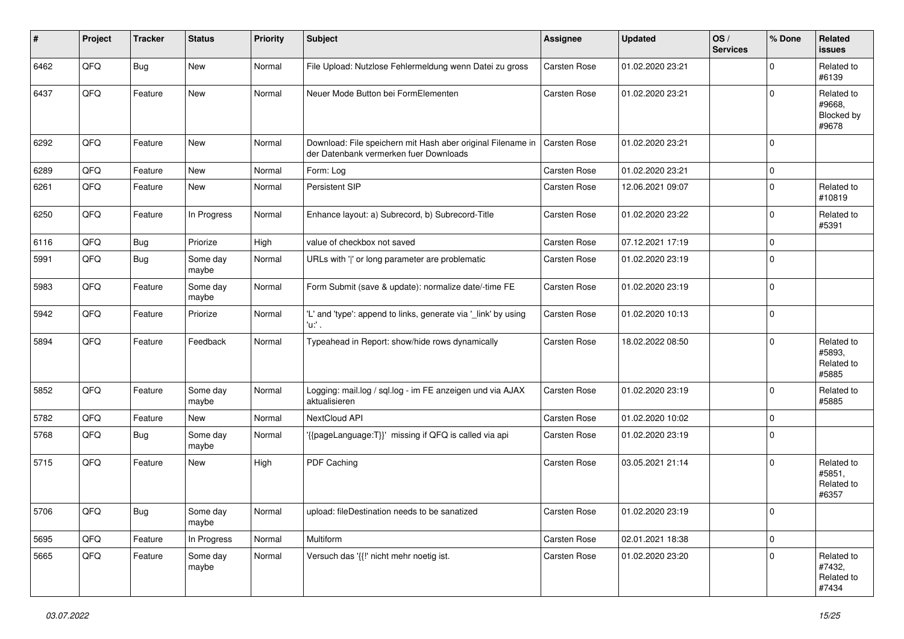| # | Project | Tracker | Status | Priority | Subject | Assignee | Updated | OS / Services | % Done | Related issues |
|---|---|---|---|---|---|---|---|---|---|---|
| 6462 | QFQ | Bug | New | Normal | File Upload: Nutzlose Fehlermeldung wenn Datei zu gross | Carsten Rose | 01.02.2020 23:21 | | 0 | Related to #6139 |
| 6437 | QFQ | Feature | New | Normal | Neuer Mode Button bei FormElementen | Carsten Rose | 01.02.2020 23:21 | | 0 | Related to #9668, Blocked by #9678 |
| 6292 | QFQ | Feature | New | Normal | Download: File speichern mit Hash aber original Filename in der Datenbank vermerken fuer Downloads | Carsten Rose | 01.02.2020 23:21 | | 0 | |
| 6289 | QFQ | Feature | New | Normal | Form: Log | Carsten Rose | 01.02.2020 23:21 | | 0 | |
| 6261 | QFQ | Feature | New | Normal | Persistent SIP | Carsten Rose | 12.06.2021 09:07 | | 0 | Related to #10819 |
| 6250 | QFQ | Feature | In Progress | Normal | Enhance layout: a) Subrecord, b) Subrecord-Title | Carsten Rose | 01.02.2020 23:22 | | 0 | Related to #5391 |
| 6116 | QFQ | Bug | Priorize | High | value of checkbox not saved | Carsten Rose | 07.12.2021 17:19 | | 0 | |
| 5991 | QFQ | Bug | Some day maybe | Normal | URLs with '\|' or long parameter are problematic | Carsten Rose | 01.02.2020 23:19 | | 0 | |
| 5983 | QFQ | Feature | Some day maybe | Normal | Form Submit (save & update): normalize date/-time FE | Carsten Rose | 01.02.2020 23:19 | | 0 | |
| 5942 | QFQ | Feature | Priorize | Normal | 'L' and 'type': append to links, generate via '_link' by using 'u:' . | Carsten Rose | 01.02.2020 10:13 | | 0 | |
| 5894 | QFQ | Feature | Feedback | Normal | Typeahead in Report: show/hide rows dynamically | Carsten Rose | 18.02.2022 08:50 | | 0 | Related to #5893, Related to #5885 |
| 5852 | QFQ | Feature | Some day maybe | Normal | Logging: mail.log / sql.log - im FE anzeigen und via AJAX aktualisieren | Carsten Rose | 01.02.2020 23:19 | | 0 | Related to #5885 |
| 5782 | QFQ | Feature | New | Normal | NextCloud API | Carsten Rose | 01.02.2020 10:02 | | 0 | |
| 5768 | QFQ | Bug | Some day maybe | Normal | '{{pageLanguage:T}}' missing if QFQ is called via api | Carsten Rose | 01.02.2020 23:19 | | 0 | |
| 5715 | QFQ | Feature | New | High | PDF Caching | Carsten Rose | 03.05.2021 21:14 | | 0 | Related to #5851, Related to #6357 |
| 5706 | QFQ | Bug | Some day maybe | Normal | upload: fileDestination needs to be sanatized | Carsten Rose | 01.02.2020 23:19 | | 0 | |
| 5695 | QFQ | Feature | In Progress | Normal | Multiform | Carsten Rose | 02.01.2021 18:38 | | 0 | |
| 5665 | QFQ | Feature | Some day maybe | Normal | Versuch das '{{!' nicht mehr noetig ist. | Carsten Rose | 01.02.2020 23:20 | | 0 | Related to #7432, Related to #7434 |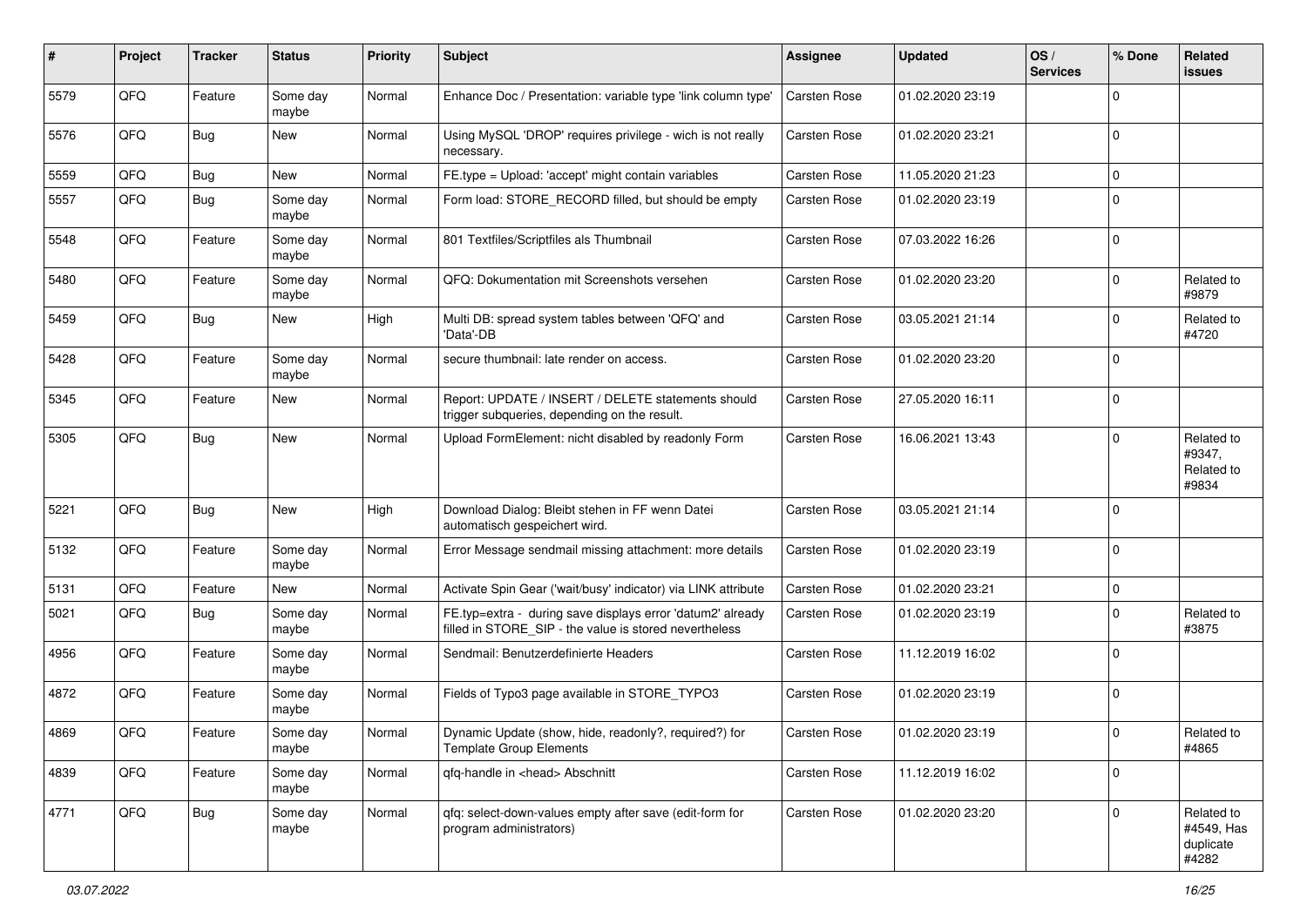| # | Project | Tracker | Status | Priority | Subject | Assignee | Updated | OS / Services | % Done | Related issues |
|---|---|---|---|---|---|---|---|---|---|---|
| 5579 | QFQ | Feature | Some day maybe | Normal | Enhance Doc / Presentation: variable type 'link column type' | Carsten Rose | 01.02.2020 23:19 | | 0 | |
| 5576 | QFQ | Bug | New | Normal | Using MySQL 'DROP' requires privilege - wich is not really necessary. | Carsten Rose | 01.02.2020 23:21 | | 0 | |
| 5559 | QFQ | Bug | New | Normal | FE.type = Upload: 'accept' might contain variables | Carsten Rose | 11.05.2020 21:23 | | 0 | |
| 5557 | QFQ | Bug | Some day maybe | Normal | Form load: STORE_RECORD filled, but should be empty | Carsten Rose | 01.02.2020 23:19 | | 0 | |
| 5548 | QFQ | Feature | Some day maybe | Normal | 801 Textfiles/Scriptfiles als Thumbnail | Carsten Rose | 07.03.2022 16:26 | | 0 | |
| 5480 | QFQ | Feature | Some day maybe | Normal | QFQ: Dokumentation mit Screenshots versehen | Carsten Rose | 01.02.2020 23:20 | | 0 | Related to #9879 |
| 5459 | QFQ | Bug | New | High | Multi DB: spread system tables between 'QFQ' and 'Data'-DB | Carsten Rose | 03.05.2021 21:14 | | 0 | Related to #4720 |
| 5428 | QFQ | Feature | Some day maybe | Normal | secure thumbnail: late render on access. | Carsten Rose | 01.02.2020 23:20 | | 0 | |
| 5345 | QFQ | Feature | New | Normal | Report: UPDATE / INSERT / DELETE statements should trigger subqueries, depending on the result. | Carsten Rose | 27.05.2020 16:11 | | 0 | |
| 5305 | QFQ | Bug | New | Normal | Upload FormElement: nicht disabled by readonly Form | Carsten Rose | 16.06.2021 13:43 | | 0 | Related to #9347, Related to #9834 |
| 5221 | QFQ | Bug | New | High | Download Dialog: Bleibt stehen in FF wenn Datei automatisch gespeichert wird. | Carsten Rose | 03.05.2021 21:14 | | 0 | |
| 5132 | QFQ | Feature | Some day maybe | Normal | Error Message sendmail missing attachment: more details | Carsten Rose | 01.02.2020 23:19 | | 0 | |
| 5131 | QFQ | Feature | New | Normal | Activate Spin Gear ('wait/busy' indicator) via LINK attribute | Carsten Rose | 01.02.2020 23:21 | | 0 | |
| 5021 | QFQ | Bug | Some day maybe | Normal | FE.typ=extra - during save displays error 'datum2' already filled in STORE_SIP - the value is stored nevertheless | Carsten Rose | 01.02.2020 23:19 | | 0 | Related to #3875 |
| 4956 | QFQ | Feature | Some day maybe | Normal | Sendmail: Benutzerdefinierte Headers | Carsten Rose | 11.12.2019 16:02 | | 0 | |
| 4872 | QFQ | Feature | Some day maybe | Normal | Fields of Typo3 page available in STORE_TYPO3 | Carsten Rose | 01.02.2020 23:19 | | 0 | |
| 4869 | QFQ | Feature | Some day maybe | Normal | Dynamic Update (show, hide, readonly?, required?) for Template Group Elements | Carsten Rose | 01.02.2020 23:19 | | 0 | Related to #4865 |
| 4839 | QFQ | Feature | Some day maybe | Normal | qfq-handle in <head> Abschnitt | Carsten Rose | 11.12.2019 16:02 | | 0 | |
| 4771 | QFQ | Bug | Some day maybe | Normal | qfq: select-down-values empty after save (edit-form for program administrators) | Carsten Rose | 01.02.2020 23:20 | | 0 | Related to #4549, Has duplicate #4282 |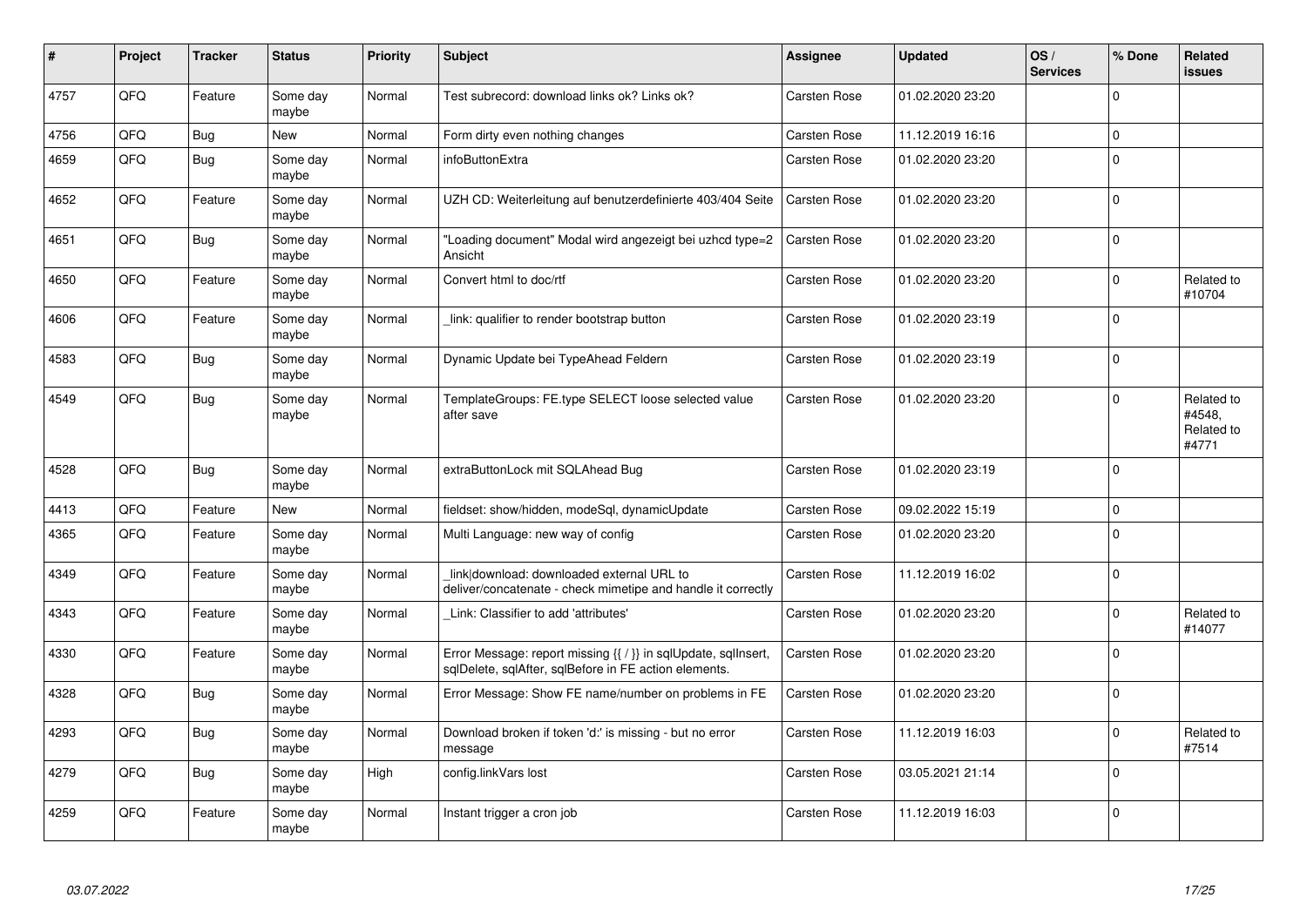| # | Project | Tracker | Status | Priority | Subject | Assignee | Updated | OS / Services | % Done | Related issues |
|---|---|---|---|---|---|---|---|---|---|---|
| 4757 | QFQ | Feature | Some day maybe | Normal | Test subrecord: download links ok? Links ok? | Carsten Rose | 01.02.2020 23:20 | | 0 | |
| 4756 | QFQ | Bug | New | Normal | Form dirty even nothing changes | Carsten Rose | 11.12.2019 16:16 | | 0 | |
| 4659 | QFQ | Bug | Some day maybe | Normal | infoButtonExtra | Carsten Rose | 01.02.2020 23:20 | | 0 | |
| 4652 | QFQ | Feature | Some day maybe | Normal | UZH CD: Weiterleitung auf benutzerdefinierte 403/404 Seite | Carsten Rose | 01.02.2020 23:20 | | 0 | |
| 4651 | QFQ | Bug | Some day maybe | Normal | "Loading document" Modal wird angezeigt bei uzhcd type=2 Ansicht | Carsten Rose | 01.02.2020 23:20 | | 0 | |
| 4650 | QFQ | Feature | Some day maybe | Normal | Convert html to doc/rtf | Carsten Rose | 01.02.2020 23:20 | | 0 | Related to #10704 |
| 4606 | QFQ | Feature | Some day maybe | Normal | _link: qualifier to render bootstrap button | Carsten Rose | 01.02.2020 23:19 | | 0 | |
| 4583 | QFQ | Bug | Some day maybe | Normal | Dynamic Update bei TypeAhead Feldern | Carsten Rose | 01.02.2020 23:19 | | 0 | |
| 4549 | QFQ | Bug | Some day maybe | Normal | TemplateGroups: FE.type SELECT loose selected value after save | Carsten Rose | 01.02.2020 23:20 | | 0 | Related to #4548, Related to #4771 |
| 4528 | QFQ | Bug | Some day maybe | Normal | extraButtonLock mit SQLAhead Bug | Carsten Rose | 01.02.2020 23:19 | | 0 | |
| 4413 | QFQ | Feature | New | Normal | fieldset: show/hidden, modeSql, dynamicUpdate | Carsten Rose | 09.02.2022 15:19 | | 0 | |
| 4365 | QFQ | Feature | Some day maybe | Normal | Multi Language: new way of config | Carsten Rose | 01.02.2020 23:20 | | 0 | |
| 4349 | QFQ | Feature | Some day maybe | Normal | link\|download: downloaded external URL to deliver/concatenate - check mimetipe and handle it correctly | Carsten Rose | 11.12.2019 16:02 | | 0 | |
| 4343 | QFQ | Feature | Some day maybe | Normal | _Link: Classifier to add 'attributes' | Carsten Rose | 01.02.2020 23:20 | | 0 | Related to #14077 |
| 4330 | QFQ | Feature | Some day maybe | Normal | Error Message: report missing {{ / }} in sqlUpdate, sqlInsert, sqlDelete, sqlAfter, sqlBefore in FE action elements. | Carsten Rose | 01.02.2020 23:20 | | 0 | |
| 4328 | QFQ | Bug | Some day maybe | Normal | Error Message: Show FE name/number on problems in FE | Carsten Rose | 01.02.2020 23:20 | | 0 | |
| 4293 | QFQ | Bug | Some day maybe | Normal | Download broken if token 'd:' is missing - but no error message | Carsten Rose | 11.12.2019 16:03 | | 0 | Related to #7514 |
| 4279 | QFQ | Bug | Some day maybe | High | config.linkVars lost | Carsten Rose | 03.05.2021 21:14 | | 0 | |
| 4259 | QFQ | Feature | Some day maybe | Normal | Instant trigger a cron job | Carsten Rose | 11.12.2019 16:03 | | 0 | |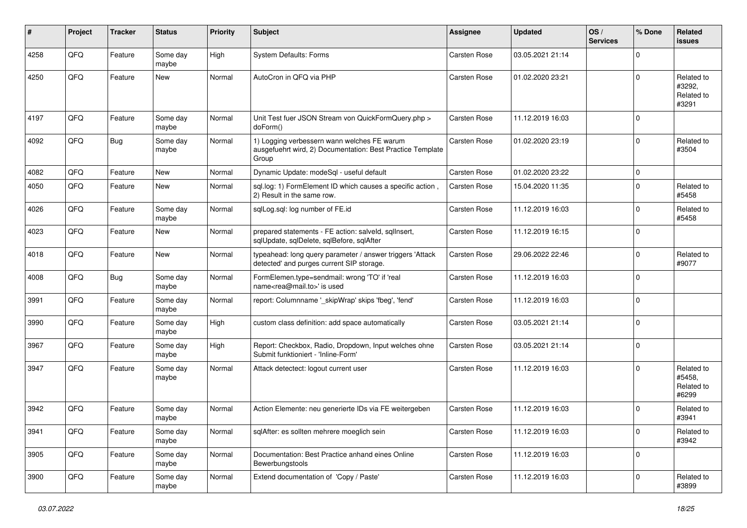| # | Project | Tracker | Status | Priority | Subject | Assignee | Updated | OS / Services | % Done | Related issues |
|---|---|---|---|---|---|---|---|---|---|---|
| 4258 | QFQ | Feature | Some day maybe | High | System Defaults: Forms | Carsten Rose | 03.05.2021 21:14 | | 0 | |
| 4250 | QFQ | Feature | New | Normal | AutoCron in QFQ via PHP | Carsten Rose | 01.02.2020 23:21 | | 0 | Related to #3292, Related to #3291 |
| 4197 | QFQ | Feature | Some day maybe | Normal | Unit Test fuer JSON Stream von QuickFormQuery.php > doForm() | Carsten Rose | 11.12.2019 16:03 | | 0 | |
| 4092 | QFQ | Bug | Some day maybe | Normal | 1) Logging verbessern wann welches FE warum ausgefuehrt wird, 2) Documentation: Best Practice Template Group | Carsten Rose | 01.02.2020 23:19 | | 0 | Related to #3504 |
| 4082 | QFQ | Feature | New | Normal | Dynamic Update: modeSql - useful default | Carsten Rose | 01.02.2020 23:22 | | 0 | |
| 4050 | QFQ | Feature | New | Normal | sql.log: 1) FormElement ID which causes a specific action , 2) Result in the same row. | Carsten Rose | 15.04.2020 11:35 | | 0 | Related to #5458 |
| 4026 | QFQ | Feature | Some day maybe | Normal | sqlLog.sql: log number of FE.id | Carsten Rose | 11.12.2019 16:03 | | 0 | Related to #5458 |
| 4023 | QFQ | Feature | New | Normal | prepared statements - FE action: salveld, sqlInsert, sqlUpdate, sqlDelete, sqlBefore, sqlAfter | Carsten Rose | 11.12.2019 16:15 | | 0 | |
| 4018 | QFQ | Feature | New | Normal | typeahead: long query parameter / answer triggers 'Attack detected' and purges current SIP storage. | Carsten Rose | 29.06.2022 22:46 | | 0 | Related to #9077 |
| 4008 | QFQ | Bug | Some day maybe | Normal | FormElemen.type=sendmail: wrong 'TO' if 'real name<rea@mail.to>' is used | Carsten Rose | 11.12.2019 16:03 | | 0 | |
| 3991 | QFQ | Feature | Some day maybe | Normal | report: Columnname '_skipWrap' skips 'fbeg', 'fend' | Carsten Rose | 11.12.2019 16:03 | | 0 | |
| 3990 | QFQ | Feature | Some day maybe | High | custom class definition: add space automatically | Carsten Rose | 03.05.2021 21:14 | | 0 | |
| 3967 | QFQ | Feature | Some day maybe | High | Report: Checkbox, Radio, Dropdown, Input welches ohne Submit funktioniert - 'Inline-Form' | Carsten Rose | 03.05.2021 21:14 | | 0 | |
| 3947 | QFQ | Feature | Some day maybe | Normal | Attack detectect: logout current user | Carsten Rose | 11.12.2019 16:03 | | 0 | Related to #5458, Related to #6299 |
| 3942 | QFQ | Feature | Some day maybe | Normal | Action Elemente: neu generierte IDs via FE weitergeben | Carsten Rose | 11.12.2019 16:03 | | 0 | Related to #3941 |
| 3941 | QFQ | Feature | Some day maybe | Normal | sqlAfter: es sollten mehrere moeglich sein | Carsten Rose | 11.12.2019 16:03 | | 0 | Related to #3942 |
| 3905 | QFQ | Feature | Some day maybe | Normal | Documentation: Best Practice anhand eines Online Bewerbungstools | Carsten Rose | 11.12.2019 16:03 | | 0 | |
| 3900 | QFQ | Feature | Some day maybe | Normal | Extend documentation of 'Copy / Paste' | Carsten Rose | 11.12.2019 16:03 | | 0 | Related to #3899 |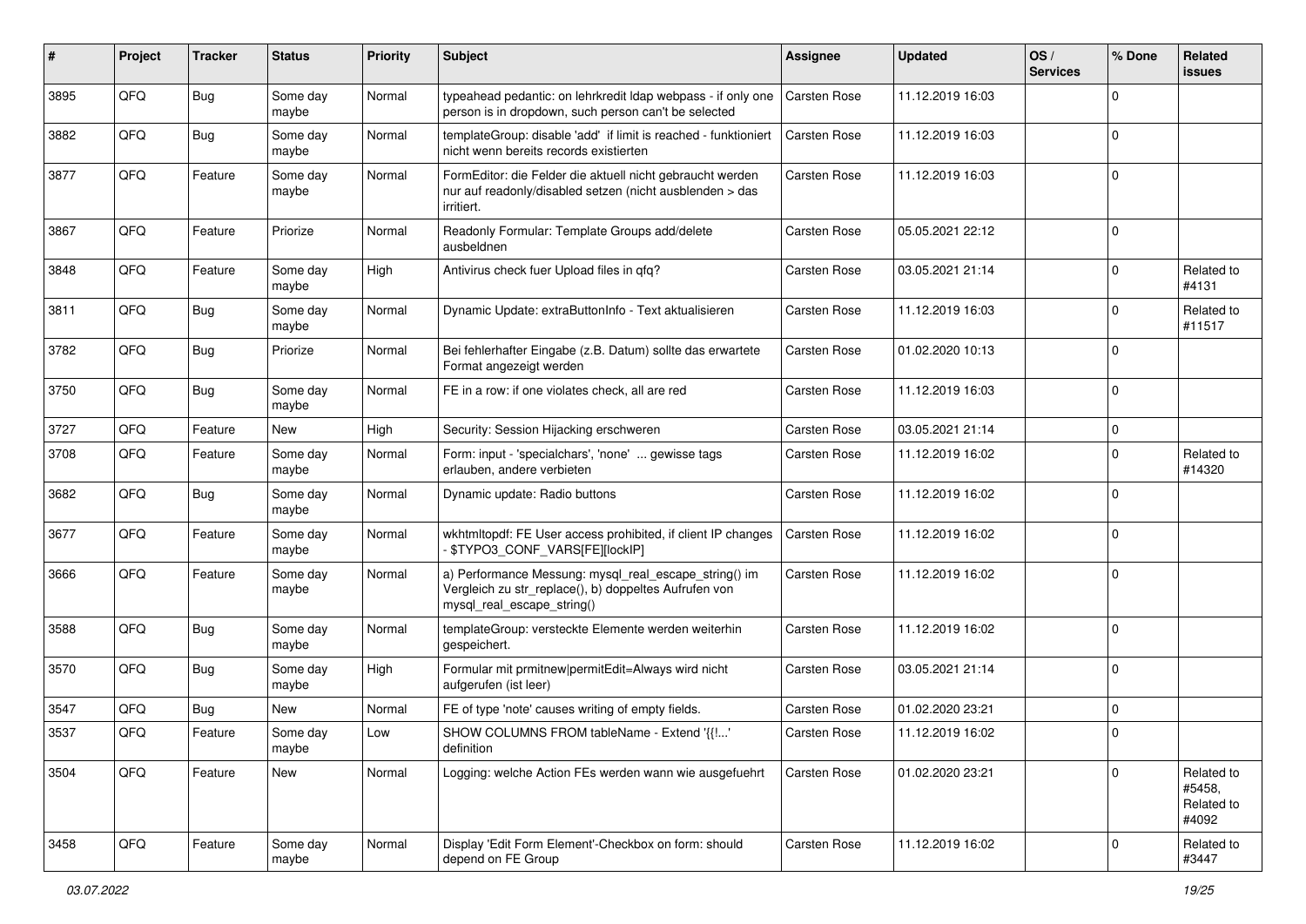| # | Project | Tracker | Status | Priority | Subject | Assignee | Updated | OS / Services | % Done | Related issues |
|---|---|---|---|---|---|---|---|---|---|---|
| 3895 | QFQ | Bug | Some day maybe | Normal | typeahead pedantic: on lehrkredit ldap webpass - if only one person is in dropdown, such person can't be selected | Carsten Rose | 11.12.2019 16:03 | | 0 | |
| 3882 | QFQ | Bug | Some day maybe | Normal | templateGroup: disable 'add' if limit is reached - funktioniert nicht wenn bereits records existierten | Carsten Rose | 11.12.2019 16:03 | | 0 | |
| 3877 | QFQ | Feature | Some day maybe | Normal | FormEditor: die Felder die aktuell nicht gebraucht werden nur auf readonly/disabled setzen (nicht ausblenden > das irritiert. | Carsten Rose | 11.12.2019 16:03 | | 0 | |
| 3867 | QFQ | Feature | Priorize | Normal | Readonly Formular: Template Groups add/delete ausbeldnen | Carsten Rose | 05.05.2021 22:12 | | 0 | |
| 3848 | QFQ | Feature | Some day maybe | High | Antivirus check fuer Upload files in qfq? | Carsten Rose | 03.05.2021 21:14 | | 0 | Related to #4131 |
| 3811 | QFQ | Bug | Some day maybe | Normal | Dynamic Update: extraButtonInfo - Text aktualisieren | Carsten Rose | 11.12.2019 16:03 | | 0 | Related to #11517 |
| 3782 | QFQ | Bug | Priorize | Normal | Bei fehlerhafter Eingabe (z.B. Datum) sollte das erwartete Format angezeigt werden | Carsten Rose | 01.02.2020 10:13 | | 0 | |
| 3750 | QFQ | Bug | Some day maybe | Normal | FE in a row: if one violates check, all are red | Carsten Rose | 11.12.2019 16:03 | | 0 | |
| 3727 | QFQ | Feature | New | High | Security: Session Hijacking erschweren | Carsten Rose | 03.05.2021 21:14 | | 0 | |
| 3708 | QFQ | Feature | Some day maybe | Normal | Form: input - 'specialchars', 'none' ... gewisse tags erlauben, andere verbieten | Carsten Rose | 11.12.2019 16:02 | | 0 | Related to #14320 |
| 3682 | QFQ | Bug | Some day maybe | Normal | Dynamic update: Radio buttons | Carsten Rose | 11.12.2019 16:02 | | 0 | |
| 3677 | QFQ | Feature | Some day maybe | Normal | wkhtmltopdf: FE User access prohibited, if client IP changes - $TYPO3_CONF_VARS[FE][lockIP] | Carsten Rose | 11.12.2019 16:02 | | 0 | |
| 3666 | QFQ | Feature | Some day maybe | Normal | a) Performance Messung: mysql_real_escape_string() im Vergleich zu str_replace(), b) doppeltes Aufrufen von mysql_real_escape_string() | Carsten Rose | 11.12.2019 16:02 | | 0 | |
| 3588 | QFQ | Bug | Some day maybe | Normal | templateGroup: versteckte Elemente werden weiterhin gespeichert. | Carsten Rose | 11.12.2019 16:02 | | 0 | |
| 3570 | QFQ | Bug | Some day maybe | High | Formular mit prmitnew\|permitEdit=Always wird nicht aufgerufen (ist leer) | Carsten Rose | 03.05.2021 21:14 | | 0 | |
| 3547 | QFQ | Bug | New | Normal | FE of type 'note' causes writing of empty fields. | Carsten Rose | 01.02.2020 23:21 | | 0 | |
| 3537 | QFQ | Feature | Some day maybe | Low | SHOW COLUMNS FROM tableName - Extend '{{!...' definition | Carsten Rose | 11.12.2019 16:02 | | 0 | |
| 3504 | QFQ | Feature | New | Normal | Logging: welche Action FEs werden wann wie ausgefuehrt | Carsten Rose | 01.02.2020 23:21 | | 0 | Related to #5458, Related to #4092 |
| 3458 | QFQ | Feature | Some day maybe | Normal | Display 'Edit Form Element'-Checkbox on form: should depend on FE Group | Carsten Rose | 11.12.2019 16:02 | | 0 | Related to #3447 |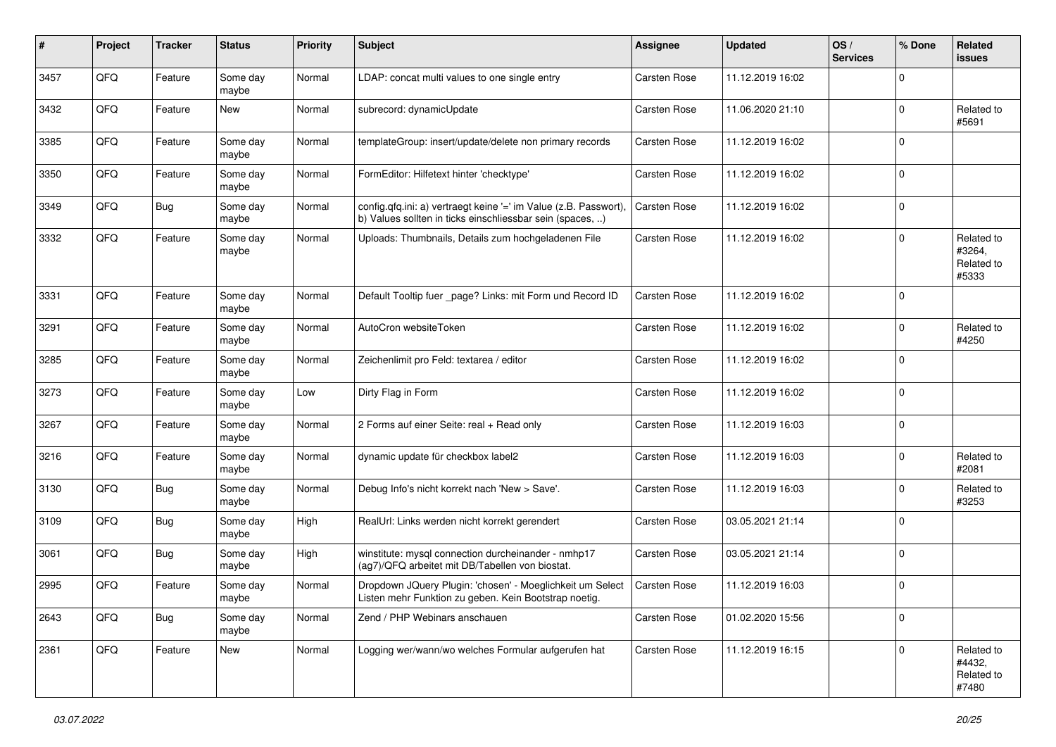| # | Project | Tracker | Status | Priority | Subject | Assignee | Updated | OS / Services | % Done | Related issues |
|---|---|---|---|---|---|---|---|---|---|---|
| 3457 | QFQ | Feature | Some day maybe | Normal | LDAP: concat multi values to one single entry | Carsten Rose | 11.12.2019 16:02 | | 0 | |
| 3432 | QFQ | Feature | New | Normal | subrecord: dynamicUpdate | Carsten Rose | 11.06.2020 21:10 | | 0 | Related to #5691 |
| 3385 | QFQ | Feature | Some day maybe | Normal | templateGroup: insert/update/delete non primary records | Carsten Rose | 11.12.2019 16:02 | | 0 | |
| 3350 | QFQ | Feature | Some day maybe | Normal | FormEditor: Hilfetext hinter 'checktype' | Carsten Rose | 11.12.2019 16:02 | | 0 | |
| 3349 | QFQ | Bug | Some day maybe | Normal | config.qfq.ini: a) vertraegt keine '=' im Value (z.B. Passwort), b) Values sollten in ticks einschliessbar sein (spaces, ..) | Carsten Rose | 11.12.2019 16:02 | | 0 | |
| 3332 | QFQ | Feature | Some day maybe | Normal | Uploads: Thumbnails, Details zum hochgeladenen File | Carsten Rose | 11.12.2019 16:02 | | 0 | Related to #3264, Related to #5333 |
| 3331 | QFQ | Feature | Some day maybe | Normal | Default Tooltip fuer _page? Links: mit Form und Record ID | Carsten Rose | 11.12.2019 16:02 | | 0 | |
| 3291 | QFQ | Feature | Some day maybe | Normal | AutoCron websiteToken | Carsten Rose | 11.12.2019 16:02 | | 0 | Related to #4250 |
| 3285 | QFQ | Feature | Some day maybe | Normal | Zeichenlimit pro Feld: textarea / editor | Carsten Rose | 11.12.2019 16:02 | | 0 | |
| 3273 | QFQ | Feature | Some day maybe | Low | Dirty Flag in Form | Carsten Rose | 11.12.2019 16:02 | | 0 | |
| 3267 | QFQ | Feature | Some day maybe | Normal | 2 Forms auf einer Seite: real + Read only | Carsten Rose | 11.12.2019 16:03 | | 0 | |
| 3216 | QFQ | Feature | Some day maybe | Normal | dynamic update für checkbox label2 | Carsten Rose | 11.12.2019 16:03 | | 0 | Related to #2081 |
| 3130 | QFQ | Bug | Some day maybe | Normal | Debug Info's nicht korrekt nach 'New > Save'. | Carsten Rose | 11.12.2019 16:03 | | 0 | Related to #3253 |
| 3109 | QFQ | Bug | Some day maybe | High | RealUrl: Links werden nicht korrekt gerendert | Carsten Rose | 03.05.2021 21:14 | | 0 | |
| 3061 | QFQ | Bug | Some day maybe | High | winstitute: mysql connection durcheinander - nmhp17 (ag7)/QFQ arbeitet mit DB/Tabellen von biostat. | Carsten Rose | 03.05.2021 21:14 | | 0 | |
| 2995 | QFQ | Feature | Some day maybe | Normal | Dropdown JQuery Plugin: 'chosen' - Moeglichkeit um Select Listen mehr Funktion zu geben. Kein Bootstrap noetig. | Carsten Rose | 11.12.2019 16:03 | | 0 | |
| 2643 | QFQ | Bug | Some day maybe | Normal | Zend / PHP Webinars anschauen | Carsten Rose | 01.02.2020 15:56 | | 0 | |
| 2361 | QFQ | Feature | New | Normal | Logging wer/wann/wo welches Formular aufgerufen hat | Carsten Rose | 11.12.2019 16:15 | | 0 | Related to #4432, Related to #7480 |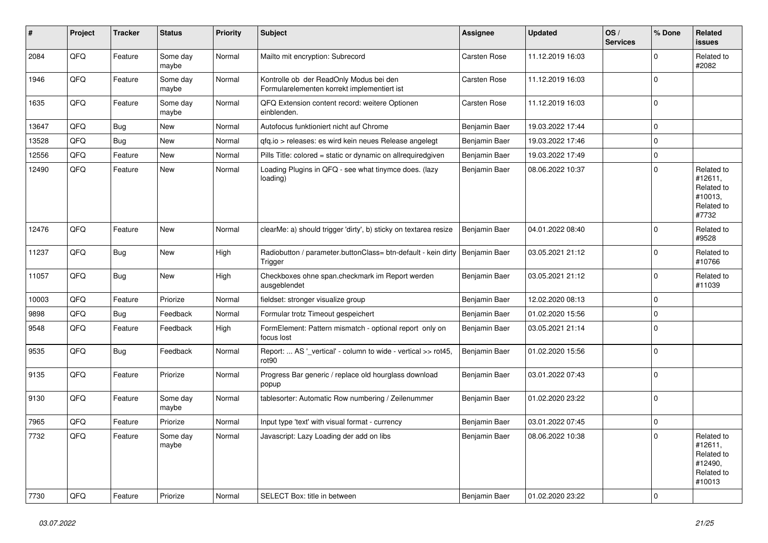| # | Project | Tracker | Status | Priority | Subject | Assignee | Updated | OS / Services | % Done | Related issues |
|---|---|---|---|---|---|---|---|---|---|---|
| 2084 | QFQ | Feature | Some day maybe | Normal | Mailto mit encryption: Subrecord | Carsten Rose | 11.12.2019 16:03 | | 0 | Related to #2082 |
| 1946 | QFQ | Feature | Some day maybe | Normal | Kontrolle ob der ReadOnly Modus bei den Formularelementen korrekt implementiert ist | Carsten Rose | 11.12.2019 16:03 | | 0 | |
| 1635 | QFQ | Feature | Some day maybe | Normal | QFQ Extension content record: weitere Optionen einblenden. | Carsten Rose | 11.12.2019 16:03 | | 0 | |
| 13647 | QFQ | Bug | New | Normal | Autofocus funktioniert nicht auf Chrome | Benjamin Baer | 19.03.2022 17:44 | | 0 | |
| 13528 | QFQ | Bug | New | Normal | qfq.io > releases: es wird kein neues Release angelegt | Benjamin Baer | 19.03.2022 17:46 | | 0 | |
| 12556 | QFQ | Feature | New | Normal | Pills Title: colored = static or dynamic on allrequiredgiven | Benjamin Baer | 19.03.2022 17:49 | | 0 | |
| 12490 | QFQ | Feature | New | Normal | Loading Plugins in QFQ - see what tinymce does. (lazy loading) | Benjamin Baer | 08.06.2022 10:37 | | 0 | Related to #12611, Related to #10013, Related to #7732 |
| 12476 | QFQ | Feature | New | Normal | clearMe: a) should trigger 'dirty', b) sticky on textarea resize | Benjamin Baer | 04.01.2022 08:40 | | 0 | Related to #9528 |
| 11237 | QFQ | Bug | New | High | Radiobutton / parameter.buttonClass= btn-default - kein dirty Trigger | Benjamin Baer | 03.05.2021 21:12 | | 0 | Related to #10766 |
| 11057 | QFQ | Bug | New | High | Checkboxes ohne span.checkmark im Report werden ausgeblendet | Benjamin Baer | 03.05.2021 21:12 | | 0 | Related to #11039 |
| 10003 | QFQ | Feature | Priorize | Normal | fieldset: stronger visualize group | Benjamin Baer | 12.02.2020 08:13 | | 0 | |
| 9898 | QFQ | Bug | Feedback | Normal | Formular trotz Timeout gespeichert | Benjamin Baer | 01.02.2020 15:56 | | 0 | |
| 9548 | QFQ | Feature | Feedback | High | FormElement: Pattern mismatch - optional report only on focus lost | Benjamin Baer | 03.05.2021 21:14 | | 0 | |
| 9535 | QFQ | Bug | Feedback | Normal | Report: ... AS '_vertical' - column to wide - vertical >> rot45, rot90 | Benjamin Baer | 01.02.2020 15:56 | | 0 | |
| 9135 | QFQ | Feature | Priorize | Normal | Progress Bar generic / replace old hourglass download popup | Benjamin Baer | 03.01.2022 07:43 | | 0 | |
| 9130 | QFQ | Feature | Some day maybe | Normal | tablesorter: Automatic Row numbering / Zeilenummer | Benjamin Baer | 01.02.2020 23:22 | | 0 | |
| 7965 | QFQ | Feature | Priorize | Normal | Input type 'text' with visual format - currency | Benjamin Baer | 03.01.2022 07:45 | | 0 | |
| 7732 | QFQ | Feature | Some day maybe | Normal | Javascript: Lazy Loading der add on libs | Benjamin Baer | 08.06.2022 10:38 | | 0 | Related to #12611, Related to #12490, Related to #10013 |
| 7730 | QFQ | Feature | Priorize | Normal | SELECT Box: title in between | Benjamin Baer | 01.02.2020 23:22 | | 0 | |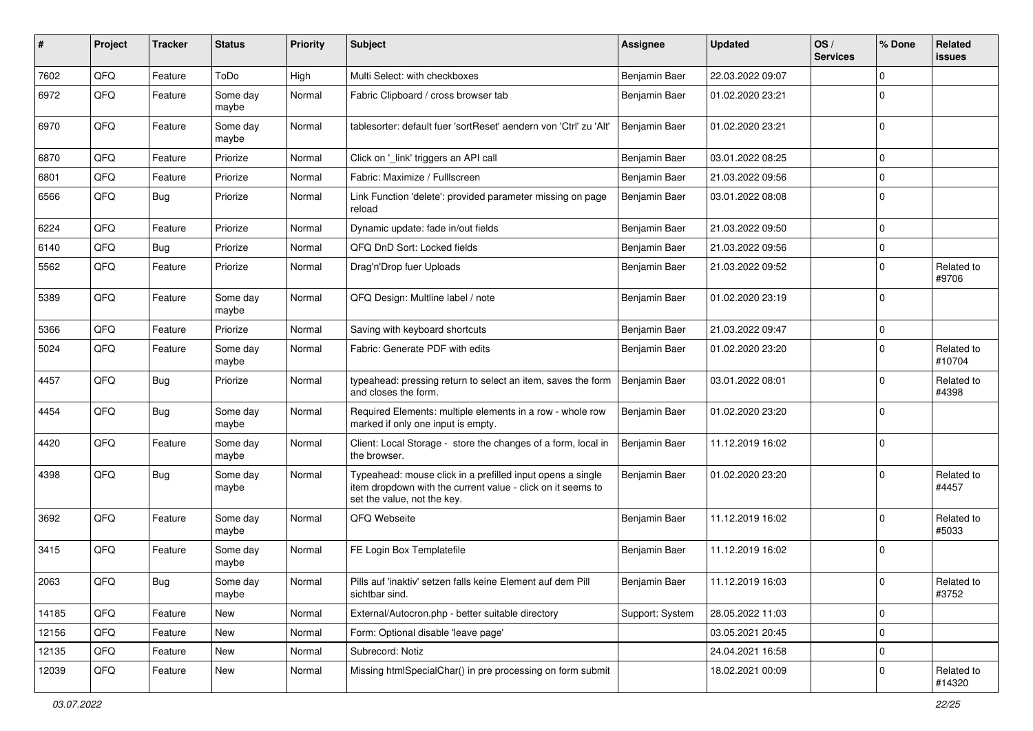| # | Project | Tracker | Status | Priority | Subject | Assignee | Updated | OS / Services | % Done | Related issues |
|---|---|---|---|---|---|---|---|---|---|---|
| 7602 | QFQ | Feature | ToDo | High | Multi Select: with checkboxes | Benjamin Baer | 22.03.2022 09:07 | | 0 | |
| 6972 | QFQ | Feature | Some day maybe | Normal | Fabric Clipboard / cross browser tab | Benjamin Baer | 01.02.2020 23:21 | | 0 | |
| 6970 | QFQ | Feature | Some day maybe | Normal | tablesorter: default fuer 'sortReset' aendern von 'Ctrl' zu 'Alt' | Benjamin Baer | 01.02.2020 23:21 | | 0 | |
| 6870 | QFQ | Feature | Priorize | Normal | Click on '_link' triggers an API call | Benjamin Baer | 03.01.2022 08:25 | | 0 | |
| 6801 | QFQ | Feature | Priorize | Normal | Fabric: Maximize / Fulllscreen | Benjamin Baer | 21.03.2022 09:56 | | 0 | |
| 6566 | QFQ | Bug | Priorize | Normal | Link Function 'delete': provided parameter missing on page reload | Benjamin Baer | 03.01.2022 08:08 | | 0 | |
| 6224 | QFQ | Feature | Priorize | Normal | Dynamic update: fade in/out fields | Benjamin Baer | 21.03.2022 09:50 | | 0 | |
| 6140 | QFQ | Bug | Priorize | Normal | QFQ DnD Sort: Locked fields | Benjamin Baer | 21.03.2022 09:56 | | 0 | |
| 5562 | QFQ | Feature | Priorize | Normal | Drag'n'Drop fuer Uploads | Benjamin Baer | 21.03.2022 09:52 | | 0 | Related to #9706 |
| 5389 | QFQ | Feature | Some day maybe | Normal | QFQ Design: Multline label / note | Benjamin Baer | 01.02.2020 23:19 | | 0 | |
| 5366 | QFQ | Feature | Priorize | Normal | Saving with keyboard shortcuts | Benjamin Baer | 21.03.2022 09:47 | | 0 | |
| 5024 | QFQ | Feature | Some day maybe | Normal | Fabric: Generate PDF with edits | Benjamin Baer | 01.02.2020 23:20 | | 0 | Related to #10704 |
| 4457 | QFQ | Bug | Priorize | Normal | typeahead: pressing return to select an item, saves the form and closes the form. | Benjamin Baer | 03.01.2022 08:01 | | 0 | Related to #4398 |
| 4454 | QFQ | Bug | Some day maybe | Normal | Required Elements: multiple elements in a row - whole row marked if only one input is empty. | Benjamin Baer | 01.02.2020 23:20 | | 0 | |
| 4420 | QFQ | Feature | Some day maybe | Normal | Client: Local Storage - store the changes of a form, local in the browser. | Benjamin Baer | 11.12.2019 16:02 | | 0 | |
| 4398 | QFQ | Bug | Some day maybe | Normal | Typeahead: mouse click in a prefilled input opens a single item dropdown with the current value - click on it seems to set the value, not the key. | Benjamin Baer | 01.02.2020 23:20 | | 0 | Related to #4457 |
| 3692 | QFQ | Feature | Some day maybe | Normal | QFQ Webseite | Benjamin Baer | 11.12.2019 16:02 | | 0 | Related to #5033 |
| 3415 | QFQ | Feature | Some day maybe | Normal | FE Login Box Templatefile | Benjamin Baer | 11.12.2019 16:02 | | 0 | |
| 2063 | QFQ | Bug | Some day maybe | Normal | Pills auf 'inaktiv' setzen falls keine Element auf dem Pill sichtbar sind. | Benjamin Baer | 11.12.2019 16:03 | | 0 | Related to #3752 |
| 14185 | QFQ | Feature | New | Normal | External/Autocron.php - better suitable directory | Support: System | 28.05.2022 11:03 | | 0 | |
| 12156 | QFQ | Feature | New | Normal | Form: Optional disable 'leave page' | | 03.05.2021 20:45 | | 0 | |
| 12135 | QFQ | Feature | New | Normal | Subrecord: Notiz | | 24.04.2021 16:58 | | 0 | |
| 12039 | QFQ | Feature | New | Normal | Missing htmlSpecialChar() in pre processing on form submit | | 18.02.2021 00:09 | | 0 | Related to #14320 |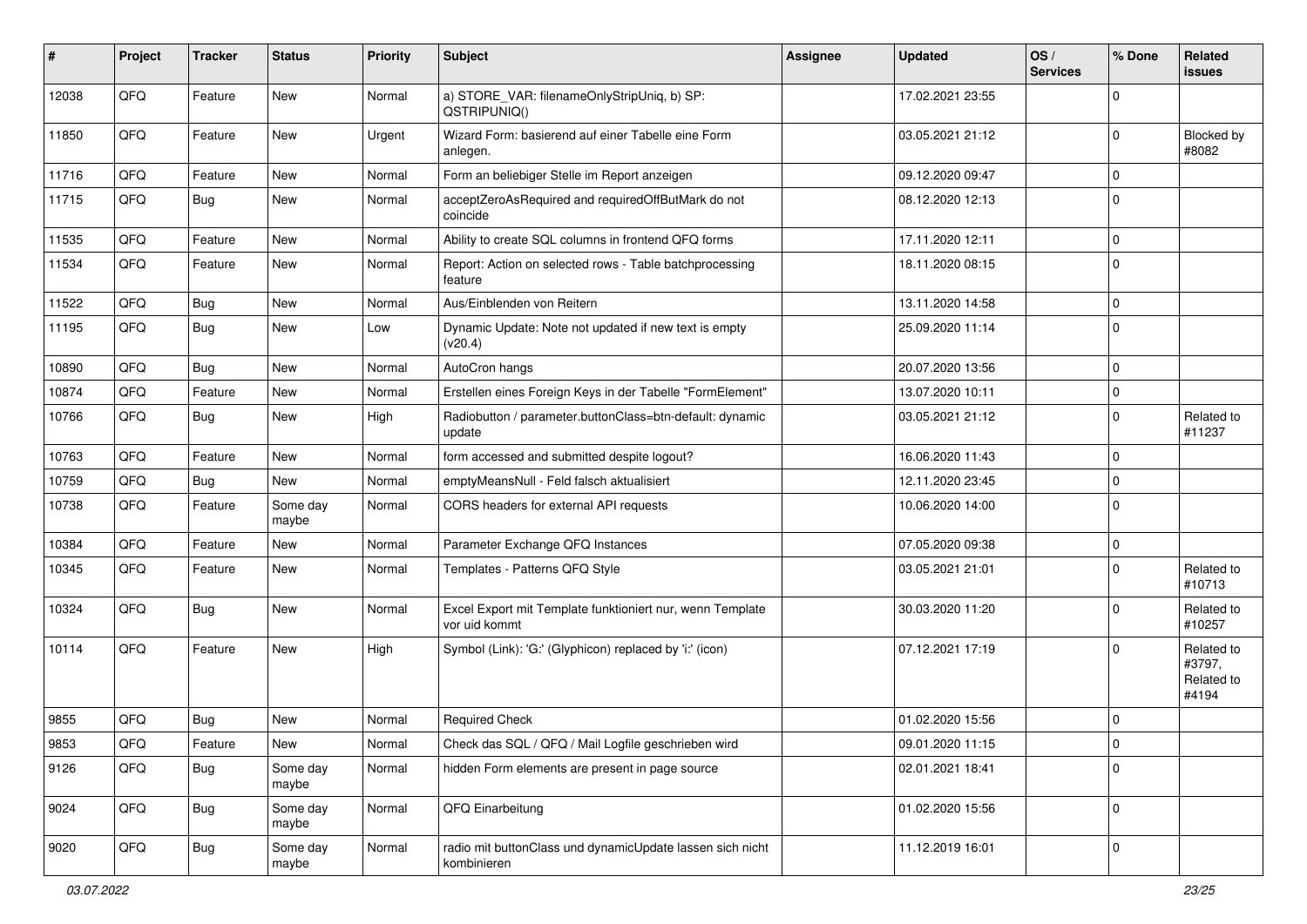| # | Project | Tracker | Status | Priority | Subject | Assignee | Updated | OS / Services | % Done | Related issues |
|---|---|---|---|---|---|---|---|---|---|---|
| 12038 | QFQ | Feature | New | Normal | a) STORE_VAR: filenameOnlyStripUniq, b) SP: QSTRIPUNIQ() | | 17.02.2021 23:55 | | 0 | |
| 11850 | QFQ | Feature | New | Urgent | Wizard Form: basierend auf einer Tabelle eine Form anlegen. | | 03.05.2021 21:12 | | 0 | Blocked by #8082 |
| 11716 | QFQ | Feature | New | Normal | Form an beliebiger Stelle im Report anzeigen | | 09.12.2020 09:47 | | 0 | |
| 11715 | QFQ | Bug | New | Normal | acceptZeroAsRequired and requiredOffButMark do not coincide | | 08.12.2020 12:13 | | 0 | |
| 11535 | QFQ | Feature | New | Normal | Ability to create SQL columns in frontend QFQ forms | | 17.11.2020 12:11 | | 0 | |
| 11534 | QFQ | Feature | New | Normal | Report: Action on selected rows - Table batchprocessing feature | | 18.11.2020 08:15 | | 0 | |
| 11522 | QFQ | Bug | New | Normal | Aus/Einblenden von Reitern | | 13.11.2020 14:58 | | 0 | |
| 11195 | QFQ | Bug | New | Low | Dynamic Update: Note not updated if new text is empty (v20.4) | | 25.09.2020 11:14 | | 0 | |
| 10890 | QFQ | Bug | New | Normal | AutoCron hangs | | 20.07.2020 13:56 | | 0 | |
| 10874 | QFQ | Feature | New | Normal | Erstellen eines Foreign Keys in der Tabelle "FormElement" | | 13.07.2020 10:11 | | 0 | |
| 10766 | QFQ | Bug | New | High | Radiobutton / parameter.buttonClass=btn-default: dynamic update | | 03.05.2021 21:12 | | 0 | Related to #11237 |
| 10763 | QFQ | Feature | New | Normal | form accessed and submitted despite logout? | | 16.06.2020 11:43 | | 0 | |
| 10759 | QFQ | Bug | New | Normal | emptyMeansNull - Feld falsch aktualisiert | | 12.11.2020 23:45 | | 0 | |
| 10738 | QFQ | Feature | Some day maybe | Normal | CORS headers for external API requests | | 10.06.2020 14:00 | | 0 | |
| 10384 | QFQ | Feature | New | Normal | Parameter Exchange QFQ Instances | | 07.05.2020 09:38 | | 0 | |
| 10345 | QFQ | Feature | New | Normal | Templates - Patterns QFQ Style | | 03.05.2021 21:01 | | 0 | Related to #10713 |
| 10324 | QFQ | Bug | New | Normal | Excel Export mit Template funktioniert nur, wenn Template vor uid kommt | | 30.03.2020 11:20 | | 0 | Related to #10257 |
| 10114 | QFQ | Feature | New | High | Symbol (Link): 'G:' (Glyphicon) replaced by 'i:' (icon) | | 07.12.2021 17:19 | | 0 | Related to #3797, Related to #4194 |
| 9855 | QFQ | Bug | New | Normal | Required Check | | 01.02.2020 15:56 | | 0 | |
| 9853 | QFQ | Feature | New | Normal | Check das SQL / QFQ / Mail Logfile geschrieben wird | | 09.01.2020 11:15 | | 0 | |
| 9126 | QFQ | Bug | Some day maybe | Normal | hidden Form elements are present in page source | | 02.01.2021 18:41 | | 0 | |
| 9024 | QFQ | Bug | Some day maybe | Normal | QFQ Einarbeitung | | 01.02.2020 15:56 | | 0 | |
| 9020 | QFQ | Bug | Some day maybe | Normal | radio mit buttonClass und dynamicUpdate lassen sich nicht kombinieren | | 11.12.2019 16:01 | | 0 | |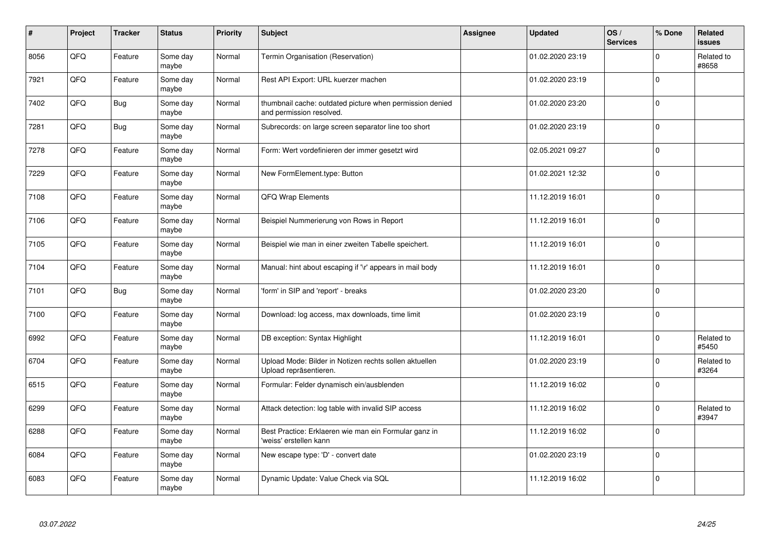| # | Project | Tracker | Status | Priority | Subject | Assignee | Updated | OS / Services | % Done | Related issues |
|---|---|---|---|---|---|---|---|---|---|---|
| 8056 | QFQ | Feature | Some day maybe | Normal | Termin Organisation (Reservation) | | 01.02.2020 23:19 | | 0 | Related to #8658 |
| 7921 | QFQ | Feature | Some day maybe | Normal | Rest API Export: URL kuerzer machen | | 01.02.2020 23:19 | | 0 | |
| 7402 | QFQ | Bug | Some day maybe | Normal | thumbnail cache: outdated picture when permission denied and permission resolved. | | 01.02.2020 23:20 | | 0 | |
| 7281 | QFQ | Bug | Some day maybe | Normal | Subrecords: on large screen separator line too short | | 01.02.2020 23:19 | | 0 | |
| 7278 | QFQ | Feature | Some day maybe | Normal | Form: Wert vordefinieren der immer gesetzt wird | | 02.05.2021 09:27 | | 0 | |
| 7229 | QFQ | Feature | Some day maybe | Normal | New FormElement.type: Button | | 01.02.2021 12:32 | | 0 | |
| 7108 | QFQ | Feature | Some day maybe | Normal | QFQ Wrap Elements | | 11.12.2019 16:01 | | 0 | |
| 7106 | QFQ | Feature | Some day maybe | Normal | Beispiel Nummerierung von Rows in Report | | 11.12.2019 16:01 | | 0 | |
| 7105 | QFQ | Feature | Some day maybe | Normal | Beispiel wie man in einer zweiten Tabelle speichert. | | 11.12.2019 16:01 | | 0 | |
| 7104 | QFQ | Feature | Some day maybe | Normal | Manual: hint about escaping if '\r' appears in mail body | | 11.12.2019 16:01 | | 0 | |
| 7101 | QFQ | Bug | Some day maybe | Normal | 'form' in SIP and 'report' - breaks | | 01.02.2020 23:20 | | 0 | |
| 7100 | QFQ | Feature | Some day maybe | Normal | Download: log access, max downloads, time limit | | 01.02.2020 23:19 | | 0 | |
| 6992 | QFQ | Feature | Some day maybe | Normal | DB exception: Syntax Highlight | | 11.12.2019 16:01 | | 0 | Related to #5450 |
| 6704 | QFQ | Feature | Some day maybe | Normal | Upload Mode: Bilder in Notizen rechts sollen aktuellen Upload repräsentieren. | | 01.02.2020 23:19 | | 0 | Related to #3264 |
| 6515 | QFQ | Feature | Some day maybe | Normal | Formular: Felder dynamisch ein/ausblenden | | 11.12.2019 16:02 | | 0 | |
| 6299 | QFQ | Feature | Some day maybe | Normal | Attack detection: log table with invalid SIP access | | 11.12.2019 16:02 | | 0 | Related to #3947 |
| 6288 | QFQ | Feature | Some day maybe | Normal | Best Practice: Erklaeren wie man ein Formular ganz in 'weiss' erstellen kann | | 11.12.2019 16:02 | | 0 | |
| 6084 | QFQ | Feature | Some day maybe | Normal | New escape type: 'D' - convert date | | 01.02.2020 23:19 | | 0 | |
| 6083 | QFQ | Feature | Some day maybe | Normal | Dynamic Update: Value Check via SQL | | 11.12.2019 16:02 | | 0 | |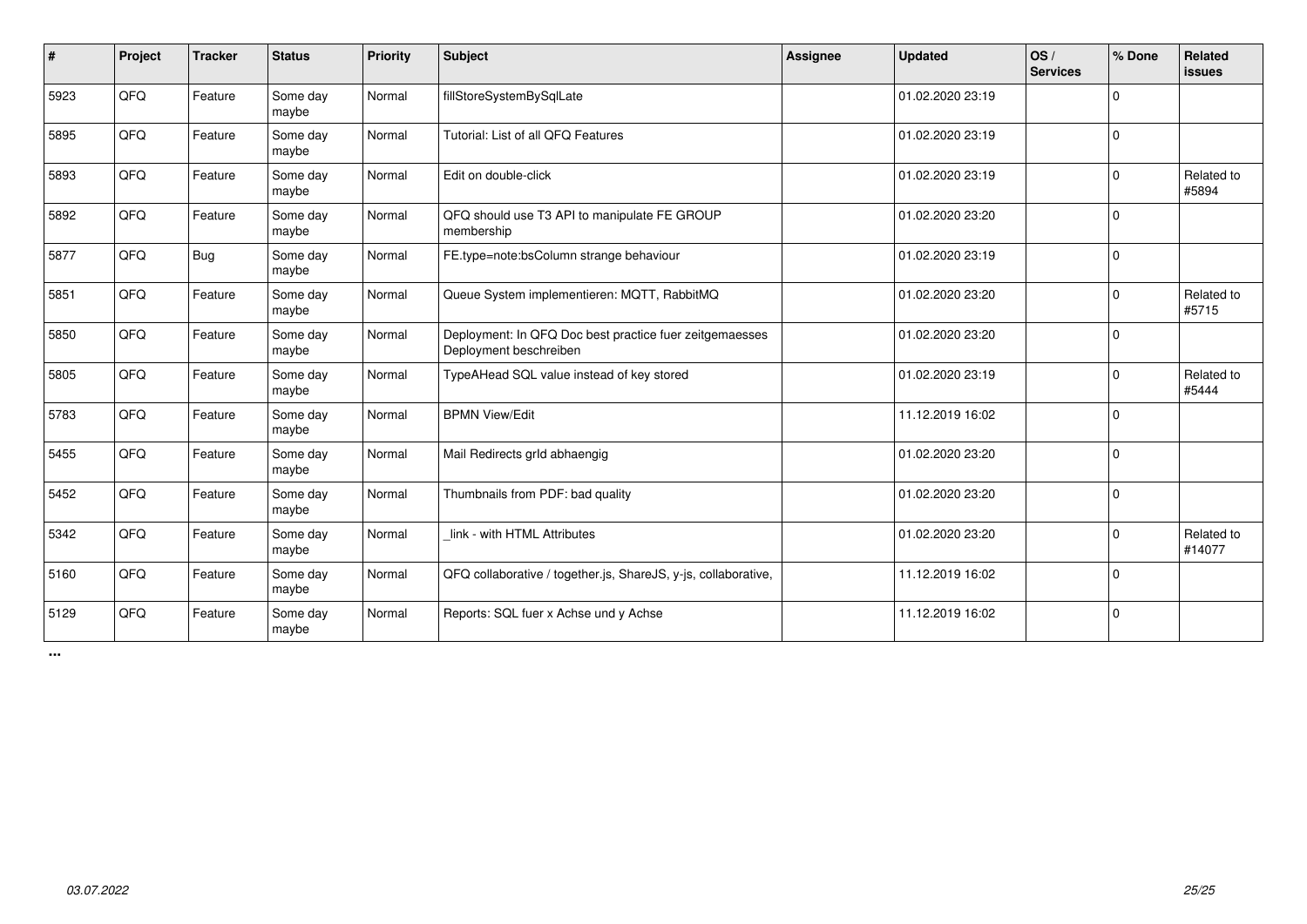| # | Project | Tracker | Status | Priority | Subject | Assignee | Updated | OS / Services | % Done | Related issues |
|---|---|---|---|---|---|---|---|---|---|---|
| 5923 | QFQ | Feature | Some day maybe | Normal | fillStoreSystemBySqlLate | | 01.02.2020 23:19 | | 0 | |
| 5895 | QFQ | Feature | Some day maybe | Normal | Tutorial: List of all QFQ Features | | 01.02.2020 23:19 | | 0 | |
| 5893 | QFQ | Feature | Some day maybe | Normal | Edit on double-click | | 01.02.2020 23:19 | | 0 | Related to #5894 |
| 5892 | QFQ | Feature | Some day maybe | Normal | QFQ should use T3 API to manipulate FE GROUP membership | | 01.02.2020 23:20 | | 0 | |
| 5877 | QFQ | Bug | Some day maybe | Normal | FE.type=note:bsColumn strange behaviour | | 01.02.2020 23:19 | | 0 | |
| 5851 | QFQ | Feature | Some day maybe | Normal | Queue System implementieren: MQTT, RabbitMQ | | 01.02.2020 23:20 | | 0 | Related to #5715 |
| 5850 | QFQ | Feature | Some day maybe | Normal | Deployment: In QFQ Doc best practice fuer zeitgemaesses Deployment beschreiben | | 01.02.2020 23:20 | | 0 | |
| 5805 | QFQ | Feature | Some day maybe | Normal | TypeAHead SQL value instead of key stored | | 01.02.2020 23:19 | | 0 | Related to #5444 |
| 5783 | QFQ | Feature | Some day maybe | Normal | BPMN View/Edit | | 11.12.2019 16:02 | | 0 | |
| 5455 | QFQ | Feature | Some day maybe | Normal | Mail Redirects grId abhaengig | | 01.02.2020 23:20 | | 0 | |
| 5452 | QFQ | Feature | Some day maybe | Normal | Thumbnails from PDF: bad quality | | 01.02.2020 23:20 | | 0 | |
| 5342 | QFQ | Feature | Some day maybe | Normal | _link - with HTML Attributes | | 01.02.2020 23:20 | | 0 | Related to #14077 |
| 5160 | QFQ | Feature | Some day maybe | Normal | QFQ collaborative / together.js, ShareJS, y-js, collaborative, | | 11.12.2019 16:02 | | 0 | |
| 5129 | QFQ | Feature | Some day maybe | Normal | Reports: SQL fuer x Achse und y Achse | | 11.12.2019 16:02 | | 0 | |

...